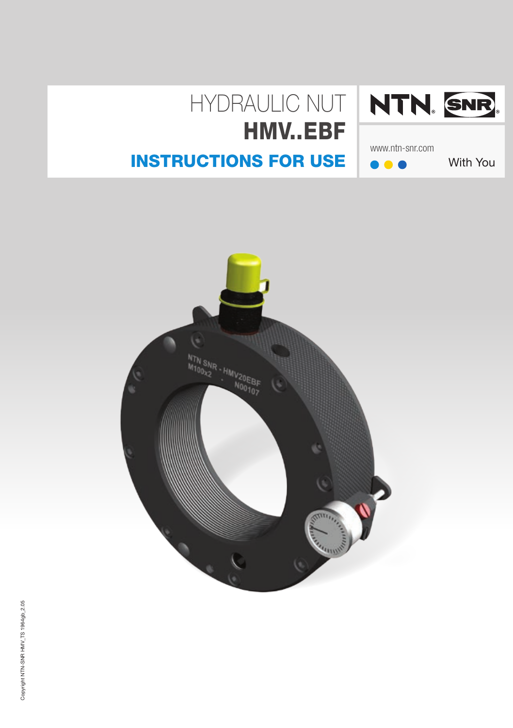# HYDRAULIC NUT
# HMV..EBF
## INSTRUCTIONS FOR USE

NTN SNR

www.ntn-snr.com

With You

Copyright NTN-SNR HMV_TS 1964gb_2.05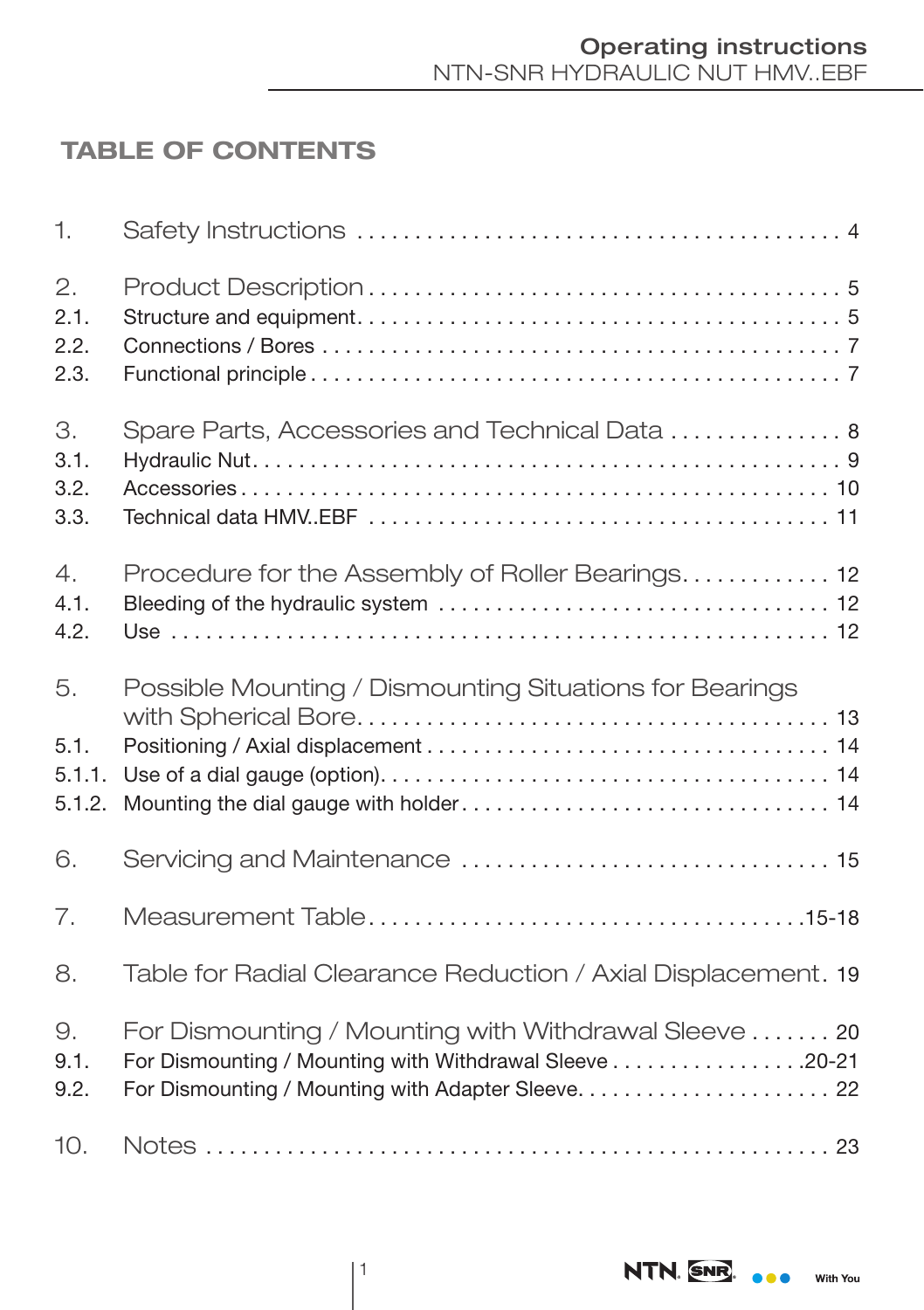# TABLE OF CONTENTS

| | | |
|---|---|---|
| 1. | Safety Instructions | 4 |
| 2. | Product Description | 5 |
| 2.1. | Structure and equipment | 5 |
| 2.2. | Connections / Bores | 7 |
| 2.3. | Functional principle | 7 |
| 3. | Spare Parts, Accessories and Technical Data | 8 |
| 3.1. | Hydraulic Nut | 9 |
| 3.2. | Accessories | 10 |
| 3.3. | Technical data HMV..EBF | 11 |
| 4. | Procedure for the Assembly of Roller Bearings | 12 |
| 4.1. | Bleeding of the hydraulic system | 12 |
| 4.2. | Use | 12 |
| 5. | Possible Mounting / Dismounting Situations for Bearings with Spherical Bore | 13 |
| 5.1. | Positioning / Axial displacement | 14 |
| 5.1.1. | Use of a dial gauge (option) | 14 |
| 5.1.2. | Mounting the dial gauge with holder | 14 |
| 6. | Servicing and Maintenance | 15 |
| 7. | Measurement Table | 15-18 |
| 8. | Table for Radial Clearance Reduction / Axial Displacement | 19 |
| 9. | For Dismounting / Mounting with Withdrawal Sleeve | 20 |
| 9.1. | For Dismounting / Mounting with Withdrawal Sleeve | 20-21 |
| 9.2. | For Dismounting / Mounting with Adapter Sleeve | 22 |
| 10. | Notes | 23 |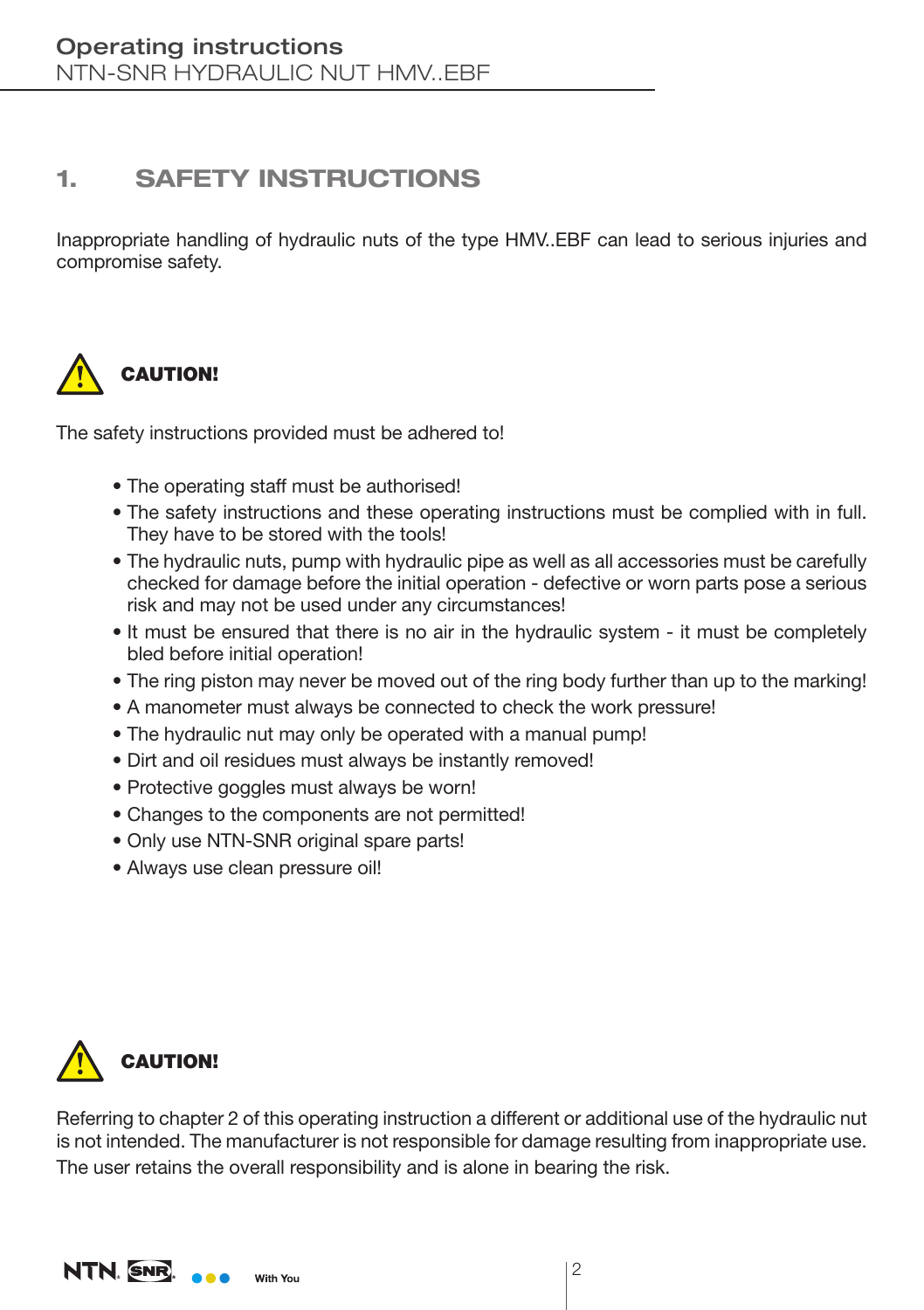# 1. SAFETY INSTRUCTIONS

Inappropriate handling of hydraulic nuts of the type HMV..EBF can lead to serious injuries and compromise safety.

**CAUTION!**

The safety instructions provided must be adhered to!

- The operating staff must be authorised!
- The safety instructions and these operating instructions must be complied with in full. They have to be stored with the tools!
- The hydraulic nuts, pump with hydraulic pipe as well as all accessories must be carefully checked for damage before the initial operation - defective or worn parts pose a serious risk and may not be used under any circumstances!
- It must be ensured that there is no air in the hydraulic system - it must be completely bled before initial operation!
- The ring piston may never be moved out of the ring body further than up to the marking!
- A manometer must always be connected to check the work pressure!
- The hydraulic nut may only be operated with a manual pump!
- Dirt and oil residues must always be instantly removed!
- Protective goggles must always be worn!
- Changes to the components are not permitted!
- Only use NTN-SNR original spare parts!
- Always use clean pressure oil!

**CAUTION!**

Referring to chapter 2 of this operating instruction a different or additional use of the hydraulic nut is not intended. The manufacturer is not responsible for damage resulting from inappropriate use. The user retains the overall responsibility and is alone in bearing the risk.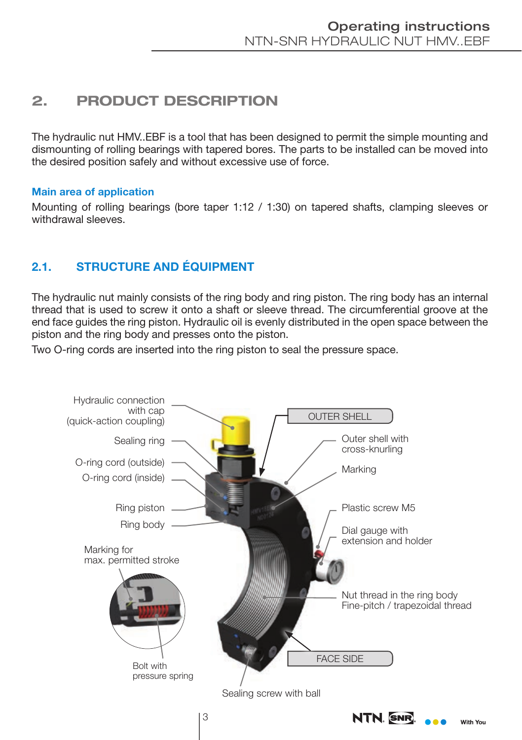## 2. PRODUCT DESCRIPTION

The hydraulic nut HMV..EBF is a tool that has been designed to permit the simple mounting and dismounting of rolling bearings with tapered bores. The parts to be installed can be moved into the desired position safely and without excessive use of force.

**Main area of application**

Mounting of rolling bearings (bore taper 1:12 / 1:30) on tapered shafts, clamping sleeves or withdrawal sleeves.

### 2.1. STRUCTURE AND ÉQUIPMENT

The hydraulic nut mainly consists of the ring body and ring piston. The ring body has an internal thread that is used to screw it onto a shaft or sleeve thread. The circumferential groove at the end face guides the ring piston. Hydraulic oil is evenly distributed in the open space between the piston and the ring body and presses onto the piston.

Two O-ring cords are inserted into the ring piston to seal the pressure space.

Hydraulic connection with cap (quick-action coupling)

Sealing ring

O-ring cord (outside)

O-ring cord (inside)

Ring piston

Ring body

Marking for max. permitted stroke

Bolt with pressure spring

OUTER SHELL

Outer shell with cross-knurling

Marking

Plastic screw M5

Dial gauge with extension and holder

Nut thread in the ring body Fine-pitch / trapezoidal thread

FACE SIDE

Sealing screw with ball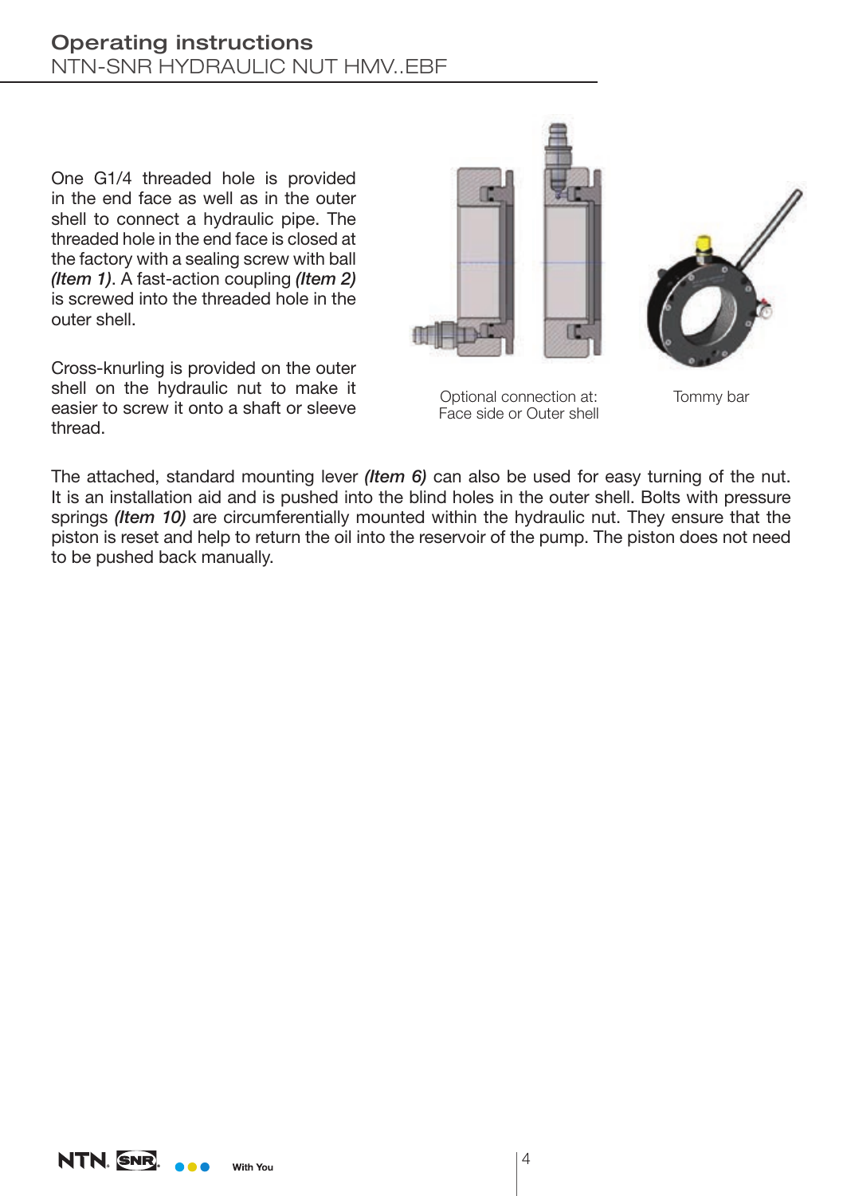One G1/4 threaded hole is provided in the end face as well as in the outer shell to connect a hydraulic pipe. The threaded hole in the end face is closed at the factory with a sealing screw with ball ***(Item 1)***. A fast-action coupling ***(Item 2)*** is screwed into the threaded hole in the outer shell.

Cross-knurling is provided on the outer shell on the hydraulic nut to make it easier to screw it onto a shaft or sleeve thread.

Optional connection at:
Face side or Outer shell

Tommy bar

The attached, standard mounting lever ***(Item 6)*** can also be used for easy turning of the nut. It is an installation aid and is pushed into the blind holes in the outer shell. Bolts with pressure springs ***(Item 10)*** are circumferentially mounted within the hydraulic nut. They ensure that the piston is reset and help to return the oil into the reservoir of the pump. The piston does not need to be pushed back manually.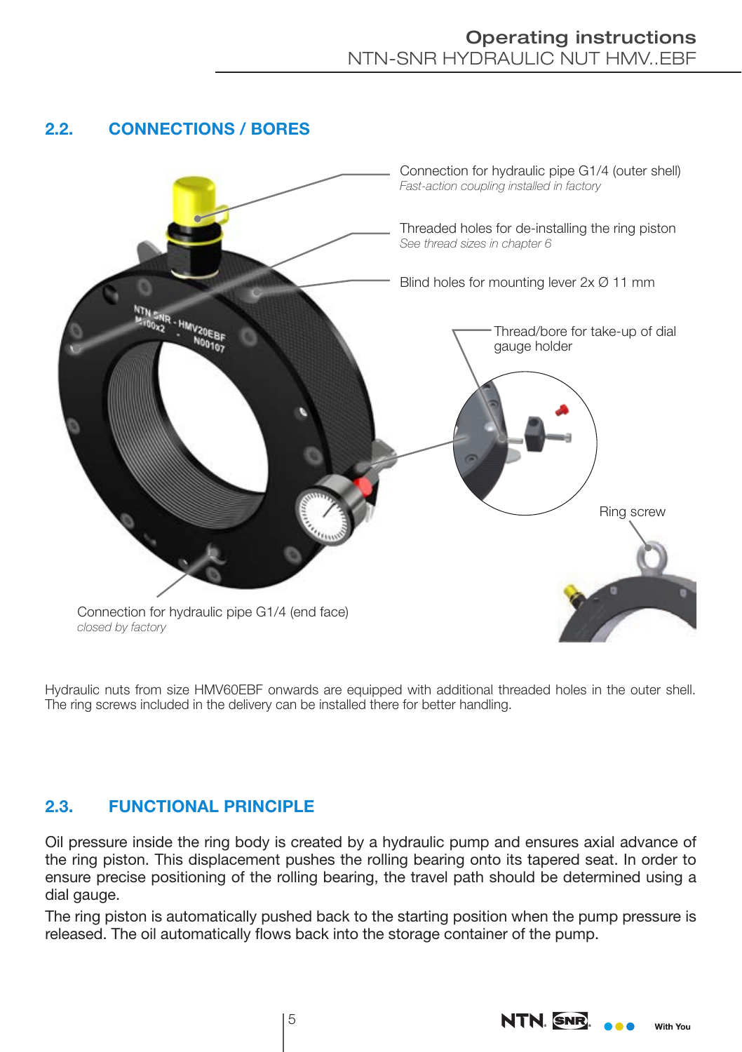## 2.2. CONNECTIONS / BORES

Connection for hydraulic pipe G1/4 (outer shell)
*Fast-action coupling installed in factory*

Threaded holes for de-installing the ring piston
*See thread sizes in chapter 6*

Blind holes for mounting lever 2x Ø 11 mm

Thread/bore for take-up of dial gauge holder

Ring screw

Connection for hydraulic pipe G1/4 (end face)
*closed by factory*

Hydraulic nuts from size HMV60EBF onwards are equipped with additional threaded holes in the outer shell. The ring screws included in the delivery can be installed there for better handling.

## 2.3. FUNCTIONAL PRINCIPLE

Oil pressure inside the ring body is created by a hydraulic pump and ensures axial advance of the ring piston. This displacement pushes the rolling bearing onto its tapered seat. In order to ensure precise positioning of the rolling bearing, the travel path should be determined using a dial gauge.

The ring piston is automatically pushed back to the starting position when the pump pressure is released. The oil automatically flows back into the storage container of the pump.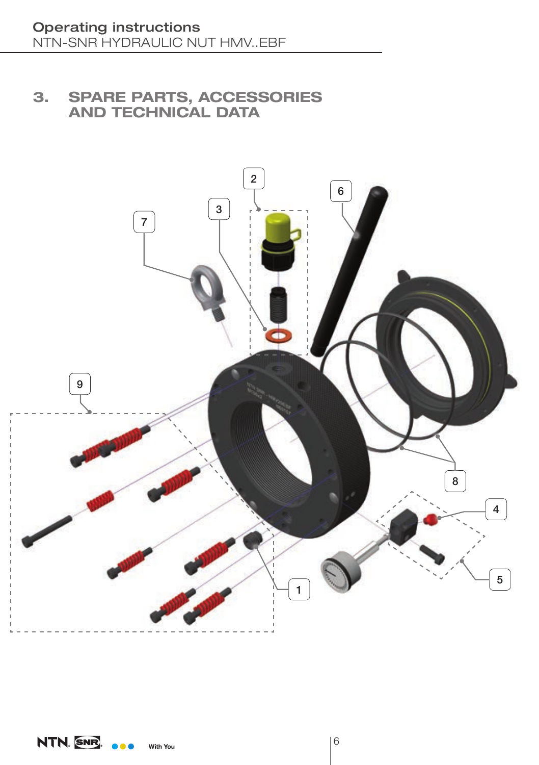## 3. SPARE PARTS, ACCESSORIES AND TECHNICAL DATA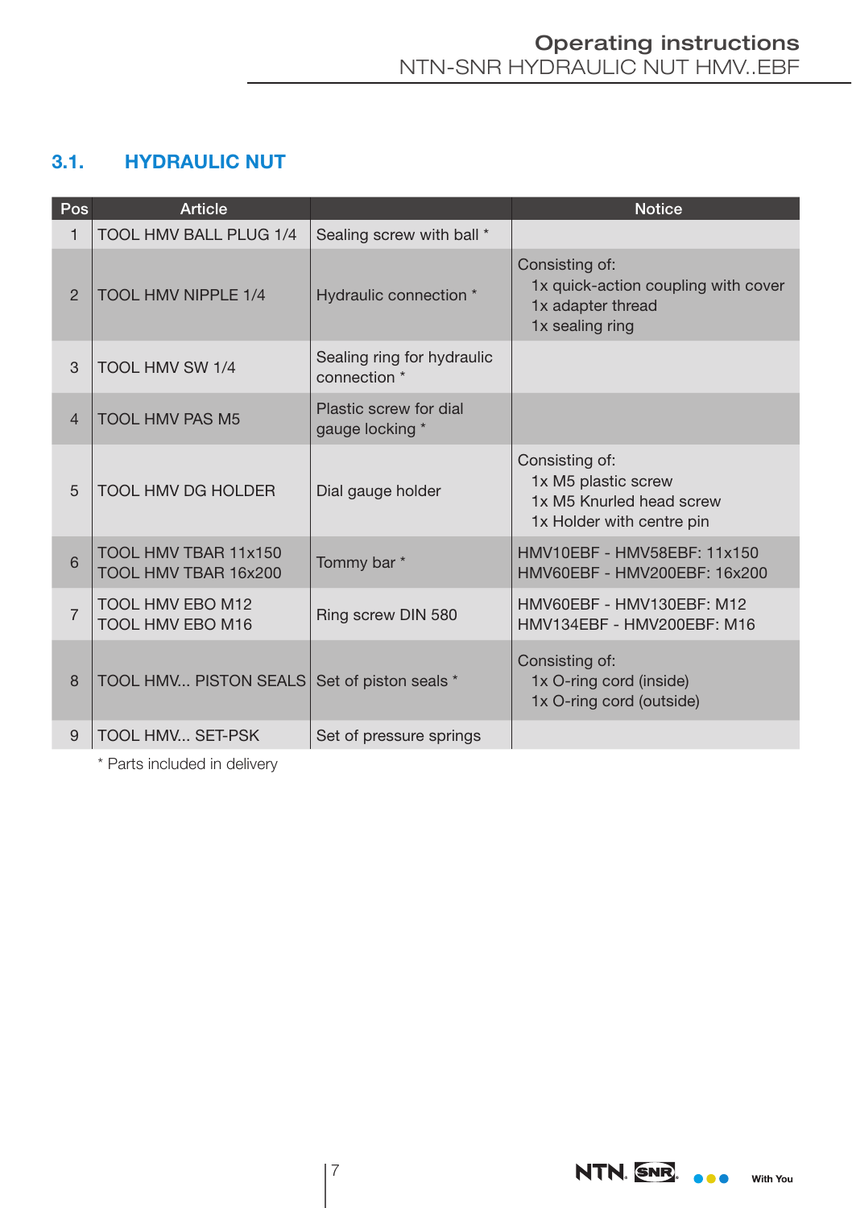## 3.1. HYDRAULIC NUT

| Pos | Article | | Notice |
|---|---|---|---|
| 1 | TOOL HMV BALL PLUG 1/4 | Sealing screw with ball * | |
| 2 | TOOL HMV NIPPLE 1/4 | Hydraulic connection * | Consisting of:<br>1x quick-action coupling with cover<br>1x adapter thread<br>1x sealing ring |
| 3 | TOOL HMV SW 1/4 | Sealing ring for hydraulic connection * | |
| 4 | TOOL HMV PAS M5 | Plastic screw for dial gauge locking * | |
| 5 | TOOL HMV DG HOLDER | Dial gauge holder | Consisting of:<br>1x M5 plastic screw<br>1x M5 Knurled head screw<br>1x Holder with centre pin |
| 6 | TOOL HMV TBAR 11x150<br>TOOL HMV TBAR 16x200 | Tommy bar * | HMV10EBF - HMV58EBF: 11x150<br>HMV60EBF - HMV200EBF: 16x200 |
| 7 | TOOL HMV EBO M12<br>TOOL HMV EBO M16 | Ring screw DIN 580 | HMV60EBF - HMV130EBF: M12<br>HMV134EBF - HMV200EBF: M16 |
| 8 | TOOL HMV... PISTON SEALS | Set of piston seals * | Consisting of:<br>1x O-ring cord (inside)<br>1x O-ring cord (outside) |
| 9 | TOOL HMV... SET-PSK | Set of pressure springs | |

* Parts included in delivery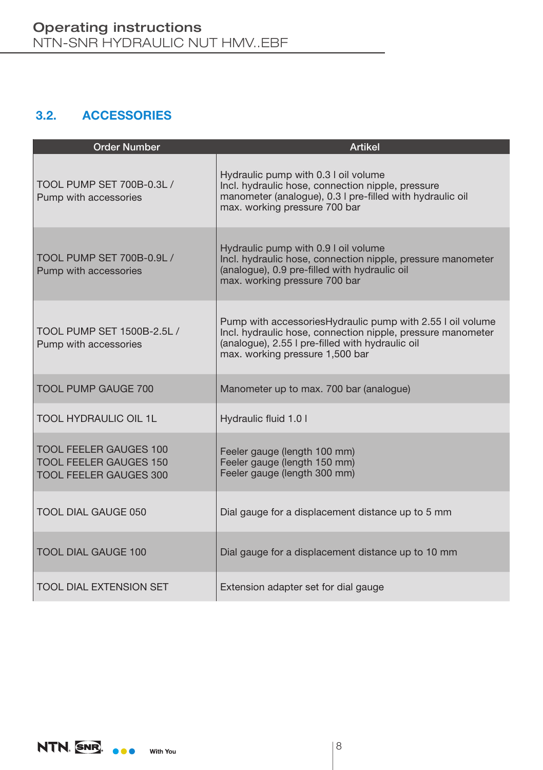## 3.2. ACCESSORIES

| Order Number | Artikel |
|---|---|
| TOOL PUMP SET 700B-0.3L / Pump with accessories | Hydraulic pump with 0.3 l oil volume<br>Incl. hydraulic hose, connection nipple, pressure manometer (analogue), 0.3 l pre-filled with hydraulic oil<br>max. working pressure 700 bar |
| TOOL PUMP SET 700B-0.9L / Pump with accessories | Hydraulic pump with 0.9 l oil volume<br>Incl. hydraulic hose, connection nipple, pressure manometer (analogue), 0.9 pre-filled with hydraulic oil<br>max. working pressure 700 bar |
| TOOL PUMP SET 1500B-2.5L / Pump with accessories | Pump with accessoriesHydraulic pump with 2.55 l oil volume<br>Incl. hydraulic hose, connection nipple, pressure manometer (analogue), 2.55 l pre-filled with hydraulic oil<br>max. working pressure 1,500 bar |
| TOOL PUMP GAUGE 700 | Manometer up to max. 700 bar (analogue) |
| TOOL HYDRAULIC OIL 1L | Hydraulic fluid 1.0 l |
| TOOL FEELER GAUGES 100<br>TOOL FEELER GAUGES 150<br>TOOL FEELER GAUGES 300 | Feeler gauge (length 100 mm)<br>Feeler gauge (length 150 mm)<br>Feeler gauge (length 300 mm) |
| TOOL DIAL GAUGE 050 | Dial gauge for a displacement distance up to 5 mm |
| TOOL DIAL GAUGE 100 | Dial gauge for a displacement distance up to 10 mm |
| TOOL DIAL EXTENSION SET | Extension adapter set for dial gauge |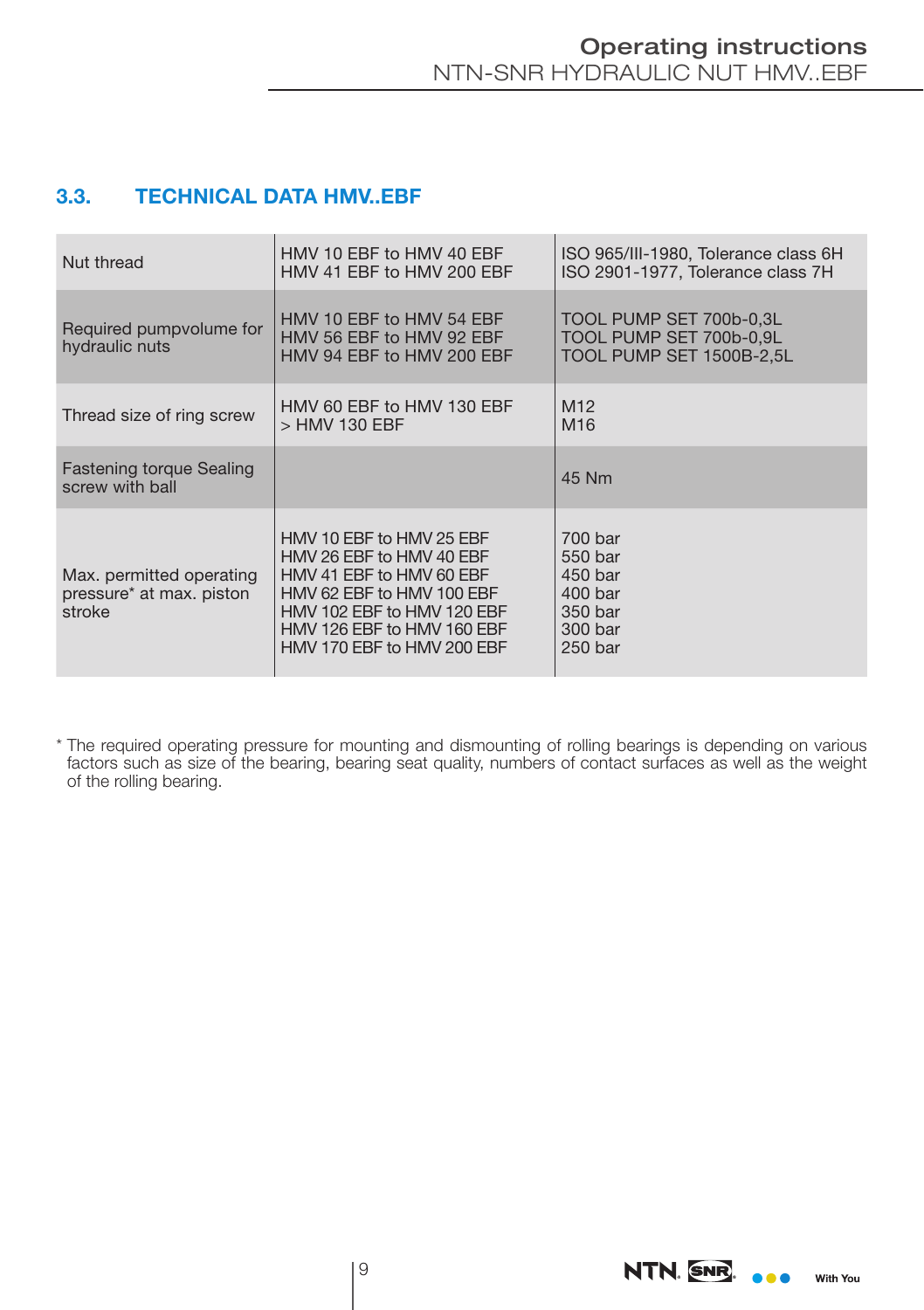## 3.3. TECHNICAL DATA HMV..EBF

| | | |
|---|---|---|
| Nut thread | HMV 10 EBF to HMV 40 EBF<br>HMV 41 EBF to HMV 200 EBF | ISO 965/III-1980, Tolerance class 6H<br>ISO 2901-1977, Tolerance class 7H |
| Required pumpvolume for hydraulic nuts | HMV 10 EBF to HMV 54 EBF<br>HMV 56 EBF to HMV 92 EBF<br>HMV 94 EBF to HMV 200 EBF | TOOL PUMP SET 700b-0,3L<br>TOOL PUMP SET 700b-0,9L<br>TOOL PUMP SET 1500B-2,5L |
| Thread size of ring screw | HMV 60 EBF to HMV 130 EBF<br>> HMV 130 EBF | M12<br>M16 |
| Fastening torque Sealing screw with ball | | 45 Nm |
| Max. permitted operating pressure* at max. piston stroke | HMV 10 EBF to HMV 25 EBF<br>HMV 26 EBF to HMV 40 EBF<br>HMV 41 EBF to HMV 60 EBF<br>HMV 62 EBF to HMV 100 EBF<br>HMV 102 EBF to HMV 120 EBF<br>HMV 126 EBF to HMV 160 EBF<br>HMV 170 EBF to HMV 200 EBF | 700 bar<br>550 bar<br>450 bar<br>400 bar<br>350 bar<br>300 bar<br>250 bar |

\* The required operating pressure for mounting and dismounting of rolling bearings is depending on various factors such as size of the bearing, bearing seat quality, numbers of contact surfaces as well as the weight of the rolling bearing.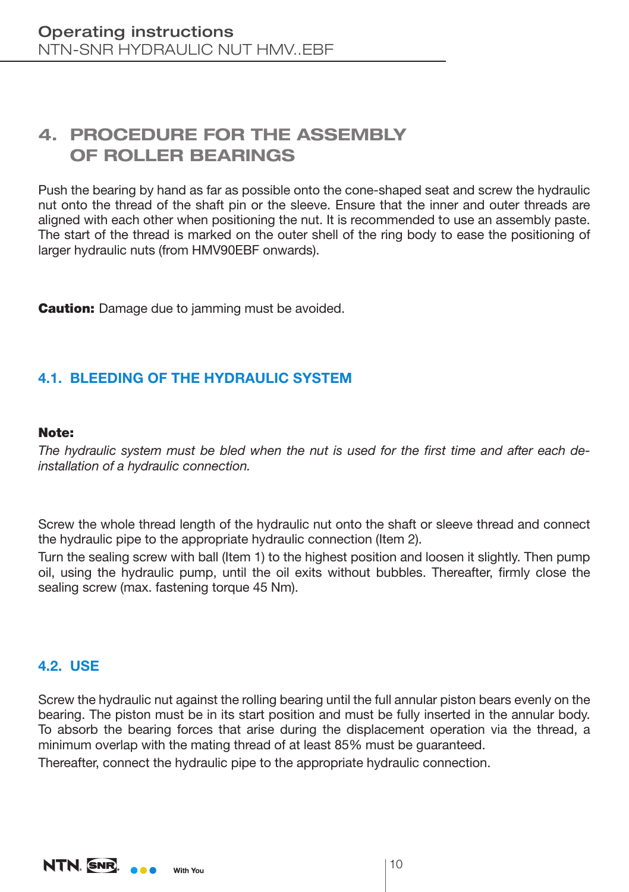# 4. PROCEDURE FOR THE ASSEMBLY OF ROLLER BEARINGS

Push the bearing by hand as far as possible onto the cone-shaped seat and screw the hydraulic nut onto the thread of the shaft pin or the sleeve. Ensure that the inner and outer threads are aligned with each other when positioning the nut. It is recommended to use an assembly paste. The start of the thread is marked on the outer shell of the ring body to ease the positioning of larger hydraulic nuts (from HMV90EBF onwards).

**Caution:** Damage due to jamming must be avoided.

## 4.1. BLEEDING OF THE HYDRAULIC SYSTEM

**Note:**

*The hydraulic system must be bled when the nut is used for the first time and after each de-installation of a hydraulic connection.*

Screw the whole thread length of the hydraulic nut onto the shaft or sleeve thread and connect the hydraulic pipe to the appropriate hydraulic connection (Item 2).

Turn the sealing screw with ball (Item 1) to the highest position and loosen it slightly. Then pump oil, using the hydraulic pump, until the oil exits without bubbles. Thereafter, firmly close the sealing screw (max. fastening torque 45 Nm).

## 4.2. USE

Screw the hydraulic nut against the rolling bearing until the full annular piston bears evenly on the bearing. The piston must be in its start position and must be fully inserted in the annular body. To absorb the bearing forces that arise during the displacement operation via the thread, a minimum overlap with the mating thread of at least 85% must be guaranteed.

Thereafter, connect the hydraulic pipe to the appropriate hydraulic connection.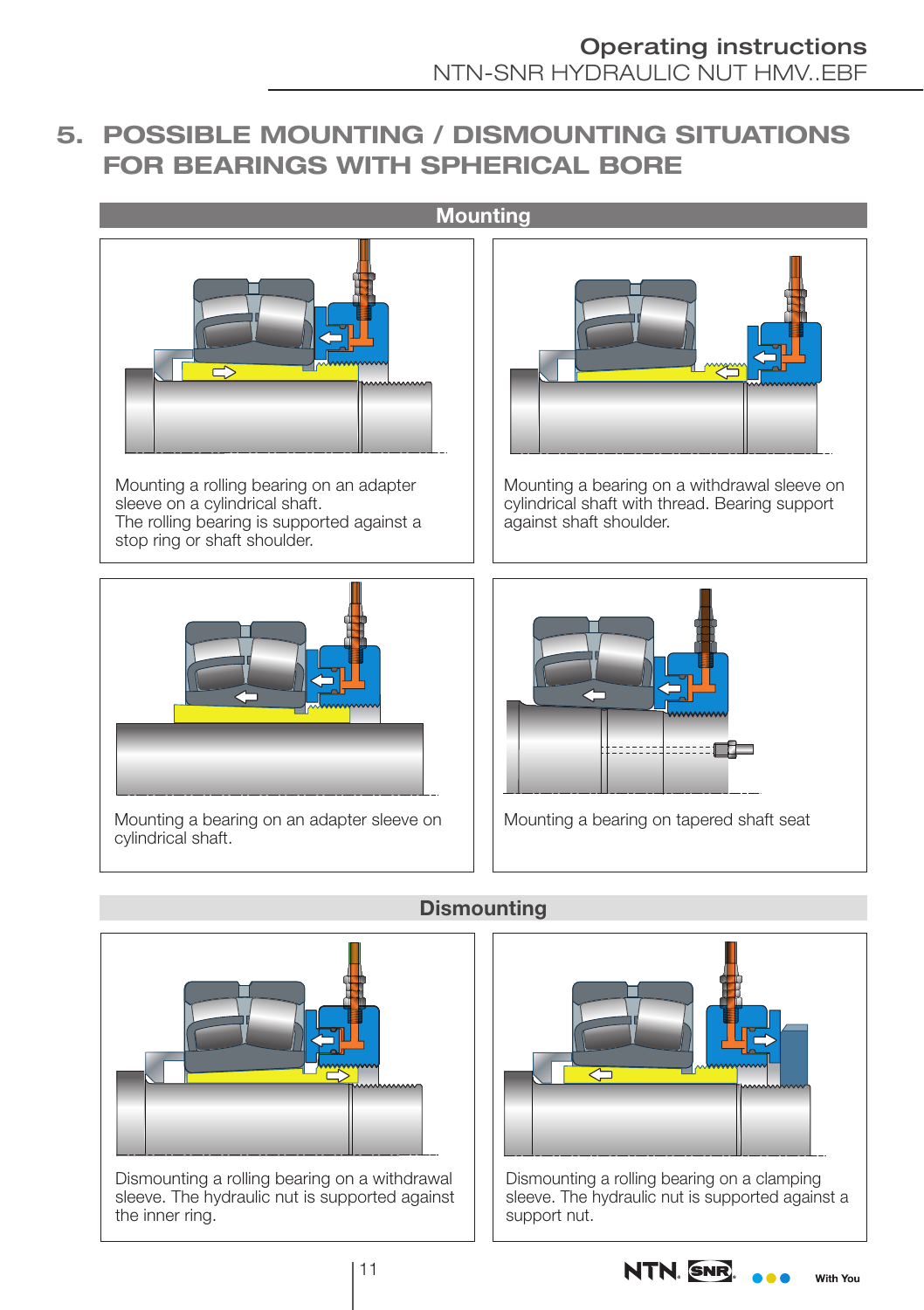# 5. POSSIBLE MOUNTING / DISMOUNTING SITUATIONS FOR BEARINGS WITH SPHERICAL BORE

## Mounting

Mounting a rolling bearing on an adapter sleeve on a cylindrical shaft.
The rolling bearing is supported against a stop ring or shaft shoulder.

Mounting a bearing on a withdrawal sleeve on cylindrical shaft with thread. Bearing support against shaft shoulder.

Mounting a bearing on an adapter sleeve on cylindrical shaft.

Mounting a bearing on tapered shaft seat

## Dismounting

Dismounting a rolling bearing on a withdrawal sleeve. The hydraulic nut is supported against the inner ring.

Dismounting a rolling bearing on a clamping sleeve. The hydraulic nut is supported against a support nut.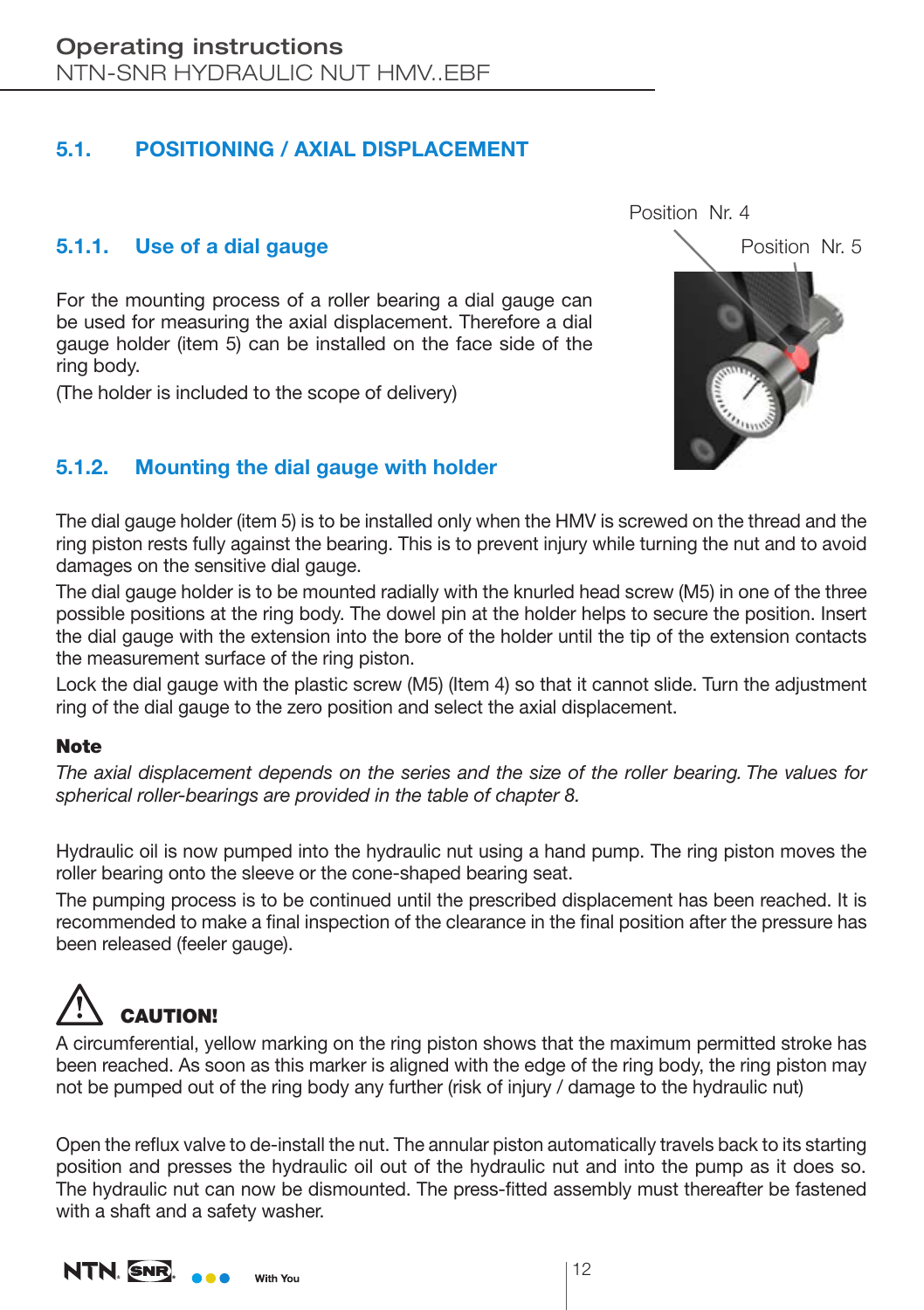## 5.1. POSITIONING / AXIAL DISPLACEMENT

### 5.1.1. Use of a dial gauge

For the mounting process of a roller bearing a dial gauge can be used for measuring the axial displacement. Therefore a dial gauge holder (item 5) can be installed on the face side of the ring body.

(The holder is included to the scope of delivery)

Position Nr. 4

Position Nr. 5

### 5.1.2. Mounting the dial gauge with holder

The dial gauge holder (item 5) is to be installed only when the HMV is screwed on the thread and the ring piston rests fully against the bearing. This is to prevent injury while turning the nut and to avoid damages on the sensitive dial gauge.

The dial gauge holder is to be mounted radially with the knurled head screw (M5) in one of the three possible positions at the ring body. The dowel pin at the holder helps to secure the position. Insert the dial gauge with the extension into the bore of the holder until the tip of the extension contacts the measurement surface of the ring piston.

Lock the dial gauge with the plastic screw (M5) (Item 4) so that it cannot slide. Turn the adjustment ring of the dial gauge to the zero position and select the axial displacement.

**Note**

*The axial displacement depends on the series and the size of the roller bearing. The values for spherical roller-bearings are provided in the table of chapter 8.*

Hydraulic oil is now pumped into the hydraulic nut using a hand pump. The ring piston moves the roller bearing onto the sleeve or the cone-shaped bearing seat.

The pumping process is to be continued until the prescribed displacement has been reached. It is recommended to make a final inspection of the clearance in the final position after the pressure has been released (feeler gauge).

**CAUTION!**

A circumferential, yellow marking on the ring piston shows that the maximum permitted stroke has been reached. As soon as this marker is aligned with the edge of the ring body, the ring piston may not be pumped out of the ring body any further (risk of injury / damage to the hydraulic nut)

Open the reflux valve to de-install the nut. The annular piston automatically travels back to its starting position and presses the hydraulic oil out of the hydraulic nut and into the pump as it does so. The hydraulic nut can now be dismounted. The press-fitted assembly must thereafter be fastened with a shaft and a safety washer.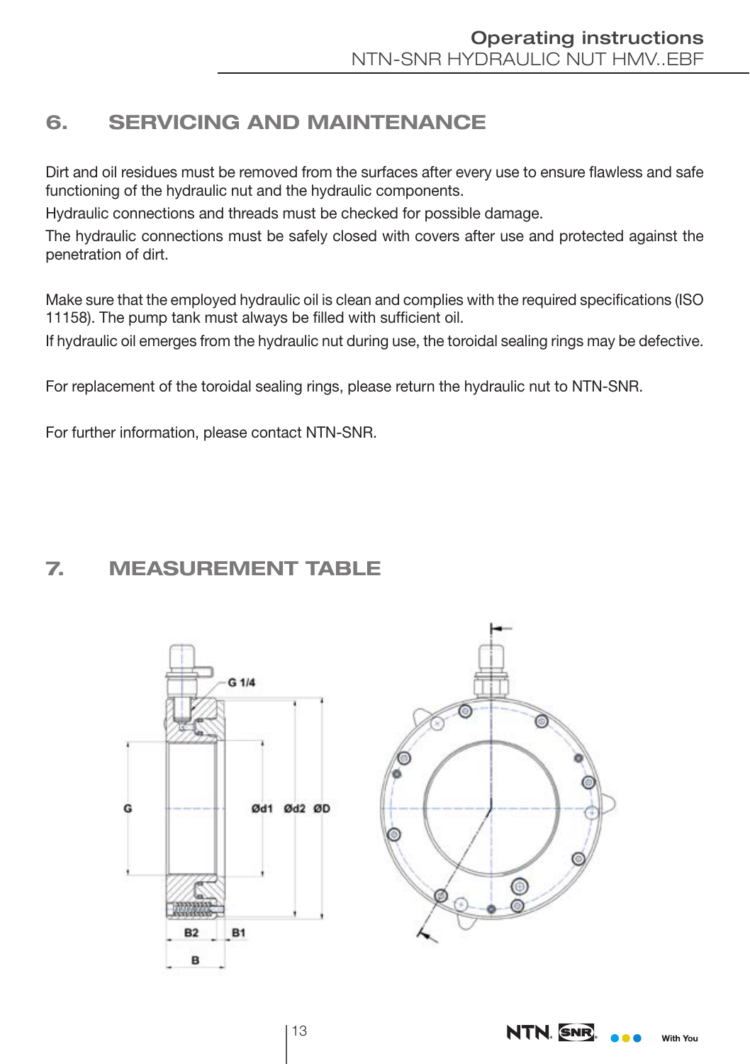## 6. SERVICING AND MAINTENANCE

Dirt and oil residues must be removed from the surfaces after every use to ensure flawless and safe functioning of the hydraulic nut and the hydraulic components.

Hydraulic connections and threads must be checked for possible damage.

The hydraulic connections must be safely closed with covers after use and protected against the penetration of dirt.

Make sure that the employed hydraulic oil is clean and complies with the required specifications (ISO 11158). The pump tank must always be filled with sufficient oil.

If hydraulic oil emerges from the hydraulic nut during use, the toroidal sealing rings may be defective.

For replacement of the toroidal sealing rings, please return the hydraulic nut to NTN-SNR.

For further information, please contact NTN-SNR.

## 7. MEASUREMENT TABLE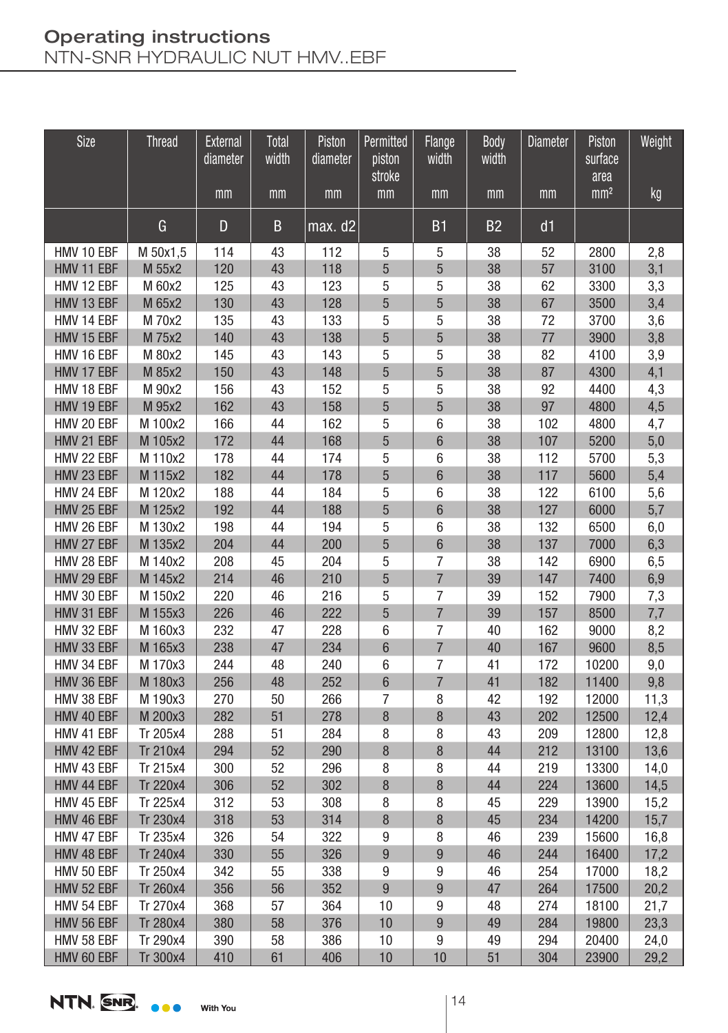| Size | Thread | External diameter mm | Total width mm | Piston diameter mm | Permitted piston stroke mm | Flange width mm | Body width mm | Diameter mm | Piston surface area mm² | Weight kg |
|---|---|---|---|---|---|---|---|---|---|---|
| | G | D | B | max. d2 | | B1 | B2 | d1 | | |
| HMV 10 EBF | M 50x1,5 | 114 | 43 | 112 | 5 | 5 | 38 | 52 | 2800 | 2,8 |
| HMV 11 EBF | M 55x2 | 120 | 43 | 118 | 5 | 5 | 38 | 57 | 3100 | 3,1 |
| HMV 12 EBF | M 60x2 | 125 | 43 | 123 | 5 | 5 | 38 | 62 | 3300 | 3,3 |
| HMV 13 EBF | M 65x2 | 130 | 43 | 128 | 5 | 5 | 38 | 67 | 3500 | 3,4 |
| HMV 14 EBF | M 70x2 | 135 | 43 | 133 | 5 | 5 | 38 | 72 | 3700 | 3,6 |
| HMV 15 EBF | M 75x2 | 140 | 43 | 138 | 5 | 5 | 38 | 77 | 3900 | 3,8 |
| HMV 16 EBF | M 80x2 | 145 | 43 | 143 | 5 | 5 | 38 | 82 | 4100 | 3,9 |
| HMV 17 EBF | M 85x2 | 150 | 43 | 148 | 5 | 5 | 38 | 87 | 4300 | 4,1 |
| HMV 18 EBF | M 90x2 | 156 | 43 | 152 | 5 | 5 | 38 | 92 | 4400 | 4,3 |
| HMV 19 EBF | M 95x2 | 162 | 43 | 158 | 5 | 5 | 38 | 97 | 4800 | 4,5 |
| HMV 20 EBF | M 100x2 | 166 | 44 | 162 | 5 | 6 | 38 | 102 | 4800 | 4,7 |
| HMV 21 EBF | M 105x2 | 172 | 44 | 168 | 5 | 6 | 38 | 107 | 5200 | 5,0 |
| HMV 22 EBF | M 110x2 | 178 | 44 | 174 | 5 | 6 | 38 | 112 | 5700 | 5,3 |
| HMV 23 EBF | M 115x2 | 182 | 44 | 178 | 5 | 6 | 38 | 117 | 5600 | 5,4 |
| HMV 24 EBF | M 120x2 | 188 | 44 | 184 | 5 | 6 | 38 | 122 | 6100 | 5,6 |
| HMV 25 EBF | M 125x2 | 192 | 44 | 188 | 5 | 6 | 38 | 127 | 6000 | 5,7 |
| HMV 26 EBF | M 130x2 | 198 | 44 | 194 | 5 | 6 | 38 | 132 | 6500 | 6,0 |
| HMV 27 EBF | M 135x2 | 204 | 44 | 200 | 5 | 6 | 38 | 137 | 7000 | 6,3 |
| HMV 28 EBF | M 140x2 | 208 | 45 | 204 | 5 | 7 | 38 | 142 | 6900 | 6,5 |
| HMV 29 EBF | M 145x2 | 214 | 46 | 210 | 5 | 7 | 39 | 147 | 7400 | 6,9 |
| HMV 30 EBF | M 150x2 | 220 | 46 | 216 | 5 | 7 | 39 | 152 | 7900 | 7,3 |
| HMV 31 EBF | M 155x3 | 226 | 46 | 222 | 5 | 7 | 39 | 157 | 8500 | 7,7 |
| HMV 32 EBF | M 160x3 | 232 | 47 | 228 | 6 | 7 | 40 | 162 | 9000 | 8,2 |
| HMV 33 EBF | M 165x3 | 238 | 47 | 234 | 6 | 7 | 40 | 167 | 9600 | 8,5 |
| HMV 34 EBF | M 170x3 | 244 | 48 | 240 | 6 | 7 | 41 | 172 | 10200 | 9,0 |
| HMV 36 EBF | M 180x3 | 256 | 48 | 252 | 6 | 7 | 41 | 182 | 11400 | 9,8 |
| HMV 38 EBF | M 190x3 | 270 | 50 | 266 | 7 | 8 | 42 | 192 | 12000 | 11,3 |
| HMV 40 EBF | M 200x3 | 282 | 51 | 278 | 8 | 8 | 43 | 202 | 12500 | 12,4 |
| HMV 41 EBF | Tr 205x4 | 288 | 51 | 284 | 8 | 8 | 43 | 209 | 12800 | 12,8 |
| HMV 42 EBF | Tr 210x4 | 294 | 52 | 290 | 8 | 8 | 44 | 212 | 13100 | 13,6 |
| HMV 43 EBF | Tr 215x4 | 300 | 52 | 296 | 8 | 8 | 44 | 219 | 13300 | 14,0 |
| HMV 44 EBF | Tr 220x4 | 306 | 52 | 302 | 8 | 8 | 44 | 224 | 13600 | 14,5 |
| HMV 45 EBF | Tr 225x4 | 312 | 53 | 308 | 8 | 8 | 45 | 229 | 13900 | 15,2 |
| HMV 46 EBF | Tr 230x4 | 318 | 53 | 314 | 8 | 8 | 45 | 234 | 14200 | 15,7 |
| HMV 47 EBF | Tr 235x4 | 326 | 54 | 322 | 9 | 8 | 46 | 239 | 15600 | 16,8 |
| HMV 48 EBF | Tr 240x4 | 330 | 55 | 326 | 9 | 9 | 46 | 244 | 16400 | 17,2 |
| HMV 50 EBF | Tr 250x4 | 342 | 55 | 338 | 9 | 9 | 46 | 254 | 17000 | 18,2 |
| HMV 52 EBF | Tr 260x4 | 356 | 56 | 352 | 9 | 9 | 47 | 264 | 17500 | 20,2 |
| HMV 54 EBF | Tr 270x4 | 368 | 57 | 364 | 10 | 9 | 48 | 274 | 18100 | 21,7 |
| HMV 56 EBF | Tr 280x4 | 380 | 58 | 376 | 10 | 9 | 49 | 284 | 19800 | 23,3 |
| HMV 58 EBF | Tr 290x4 | 390 | 58 | 386 | 10 | 9 | 49 | 294 | 20400 | 24,0 |
| HMV 60 EBF | Tr 300x4 | 410 | 61 | 406 | 10 | 10 | 51 | 304 | 23900 | 29,2 |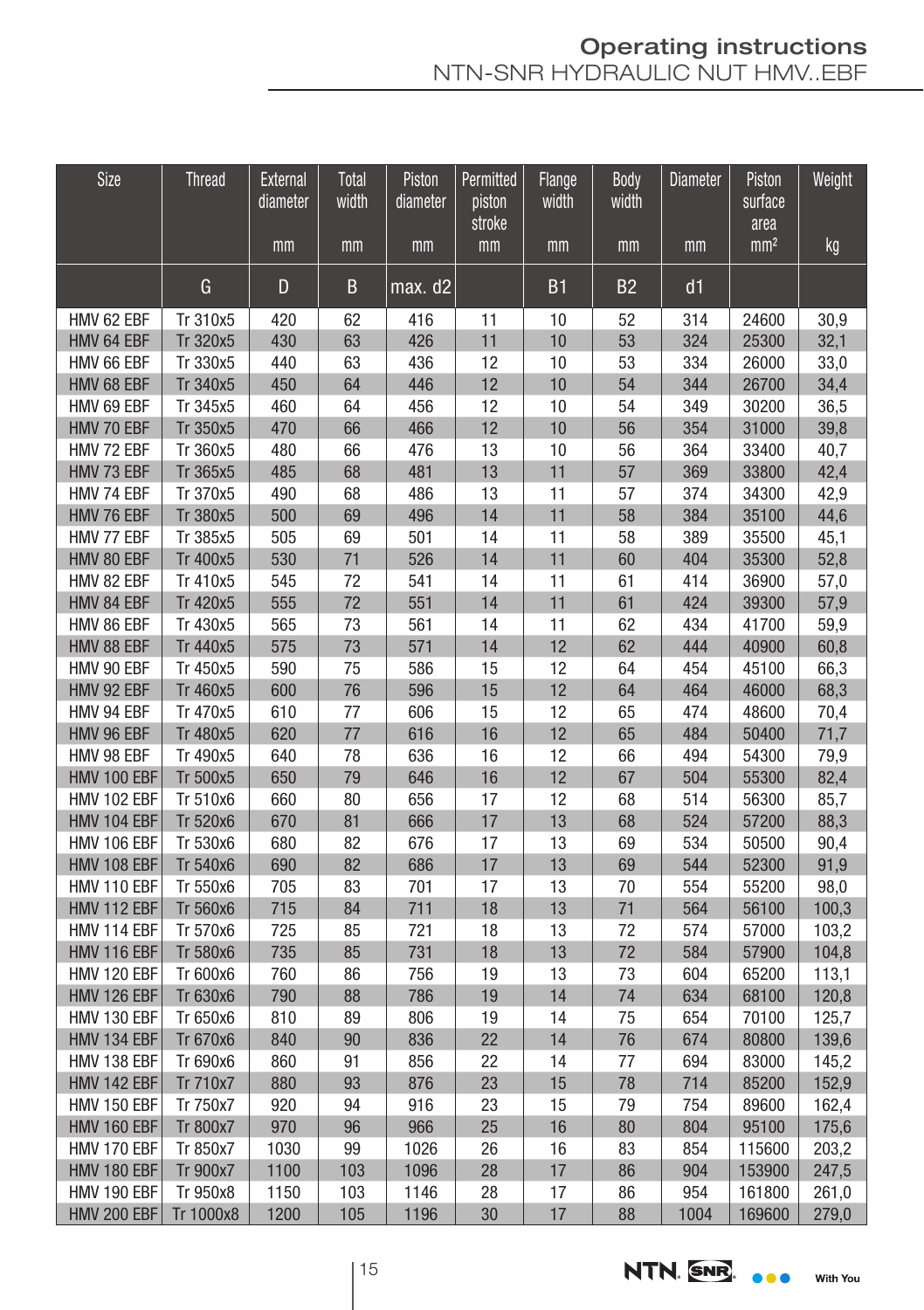| Size | Thread | External diameter | Total width | Piston diameter | Permitted piston stroke | Flange width | Body width | Diameter | Piston surface area | Weight |
|---|---|---|---|---|---|---|---|---|---|---|
| | | mm | mm | mm | mm | mm | mm | mm | mm² | kg |
| | G | D | B | max. d2 | | B1 | B2 | d1 | | |
| HMV 62 EBF | Tr 310x5 | 420 | 62 | 416 | 11 | 10 | 52 | 314 | 24600 | 30,9 |
| HMV 64 EBF | Tr 320x5 | 430 | 63 | 426 | 11 | 10 | 53 | 324 | 25300 | 32,1 |
| HMV 66 EBF | Tr 330x5 | 440 | 63 | 436 | 12 | 10 | 53 | 334 | 26000 | 33,0 |
| HMV 68 EBF | Tr 340x5 | 450 | 64 | 446 | 12 | 10 | 54 | 344 | 26700 | 34,4 |
| HMV 69 EBF | Tr 345x5 | 460 | 64 | 456 | 12 | 10 | 54 | 349 | 30200 | 36,5 |
| HMV 70 EBF | Tr 350x5 | 470 | 66 | 466 | 12 | 10 | 56 | 354 | 31000 | 39,8 |
| HMV 72 EBF | Tr 360x5 | 480 | 66 | 476 | 13 | 10 | 56 | 364 | 33400 | 40,7 |
| HMV 73 EBF | Tr 365x5 | 485 | 68 | 481 | 13 | 11 | 57 | 369 | 33800 | 42,4 |
| HMV 74 EBF | Tr 370x5 | 490 | 68 | 486 | 13 | 11 | 57 | 374 | 34300 | 42,9 |
| HMV 76 EBF | Tr 380x5 | 500 | 69 | 496 | 14 | 11 | 58 | 384 | 35100 | 44,6 |
| HMV 77 EBF | Tr 385x5 | 505 | 69 | 501 | 14 | 11 | 58 | 389 | 35500 | 45,1 |
| HMV 80 EBF | Tr 400x5 | 530 | 71 | 526 | 14 | 11 | 60 | 404 | 35300 | 52,8 |
| HMV 82 EBF | Tr 410x5 | 545 | 72 | 541 | 14 | 11 | 61 | 414 | 36900 | 57,0 |
| HMV 84 EBF | Tr 420x5 | 555 | 72 | 551 | 14 | 11 | 61 | 424 | 39300 | 57,9 |
| HMV 86 EBF | Tr 430x5 | 565 | 73 | 561 | 14 | 11 | 62 | 434 | 41700 | 59,9 |
| HMV 88 EBF | Tr 440x5 | 575 | 73 | 571 | 14 | 12 | 62 | 444 | 40900 | 60,8 |
| HMV 90 EBF | Tr 450x5 | 590 | 75 | 586 | 15 | 12 | 64 | 454 | 45100 | 66,3 |
| HMV 92 EBF | Tr 460x5 | 600 | 76 | 596 | 15 | 12 | 64 | 464 | 46000 | 68,3 |
| HMV 94 EBF | Tr 470x5 | 610 | 77 | 606 | 15 | 12 | 65 | 474 | 48600 | 70,4 |
| HMV 96 EBF | Tr 480x5 | 620 | 77 | 616 | 16 | 12 | 65 | 484 | 50400 | 71,7 |
| HMV 98 EBF | Tr 490x5 | 640 | 78 | 636 | 16 | 12 | 66 | 494 | 54300 | 79,9 |
| HMV 100 EBF | Tr 500x5 | 650 | 79 | 646 | 16 | 12 | 67 | 504 | 55300 | 82,4 |
| HMV 102 EBF | Tr 510x6 | 660 | 80 | 656 | 17 | 12 | 68 | 514 | 56300 | 85,7 |
| HMV 104 EBF | Tr 520x6 | 670 | 81 | 666 | 17 | 13 | 68 | 524 | 57200 | 88,3 |
| HMV 106 EBF | Tr 530x6 | 680 | 82 | 676 | 17 | 13 | 69 | 534 | 50500 | 90,4 |
| HMV 108 EBF | Tr 540x6 | 690 | 82 | 686 | 17 | 13 | 69 | 544 | 52300 | 91,9 |
| HMV 110 EBF | Tr 550x6 | 705 | 83 | 701 | 17 | 13 | 70 | 554 | 55200 | 98,0 |
| HMV 112 EBF | Tr 560x6 | 715 | 84 | 711 | 18 | 13 | 71 | 564 | 56100 | 100,3 |
| HMV 114 EBF | Tr 570x6 | 725 | 85 | 721 | 18 | 13 | 72 | 574 | 57000 | 103,2 |
| HMV 116 EBF | Tr 580x6 | 735 | 85 | 731 | 18 | 13 | 72 | 584 | 57900 | 104,8 |
| HMV 120 EBF | Tr 600x6 | 760 | 86 | 756 | 19 | 13 | 73 | 604 | 65200 | 113,1 |
| HMV 126 EBF | Tr 630x6 | 790 | 88 | 786 | 19 | 14 | 74 | 634 | 68100 | 120,8 |
| HMV 130 EBF | Tr 650x6 | 810 | 89 | 806 | 19 | 14 | 75 | 654 | 70100 | 125,7 |
| HMV 134 EBF | Tr 670x6 | 840 | 90 | 836 | 22 | 14 | 76 | 674 | 80800 | 139,6 |
| HMV 138 EBF | Tr 690x6 | 860 | 91 | 856 | 22 | 14 | 77 | 694 | 83000 | 145,2 |
| HMV 142 EBF | Tr 710x7 | 880 | 93 | 876 | 23 | 15 | 78 | 714 | 85200 | 152,9 |
| HMV 150 EBF | Tr 750x7 | 920 | 94 | 916 | 23 | 15 | 79 | 754 | 89600 | 162,4 |
| HMV 160 EBF | Tr 800x7 | 970 | 96 | 966 | 25 | 16 | 80 | 804 | 95100 | 175,6 |
| HMV 170 EBF | Tr 850x7 | 1030 | 99 | 1026 | 26 | 16 | 83 | 854 | 115600 | 203,2 |
| HMV 180 EBF | Tr 900x7 | 1100 | 103 | 1096 | 28 | 17 | 86 | 904 | 153900 | 247,5 |
| HMV 190 EBF | Tr 950x8 | 1150 | 103 | 1146 | 28 | 17 | 86 | 954 | 161800 | 261,0 |
| HMV 200 EBF | Tr 1000x8 | 1200 | 105 | 1196 | 30 | 17 | 88 | 1004 | 169600 | 279,0 |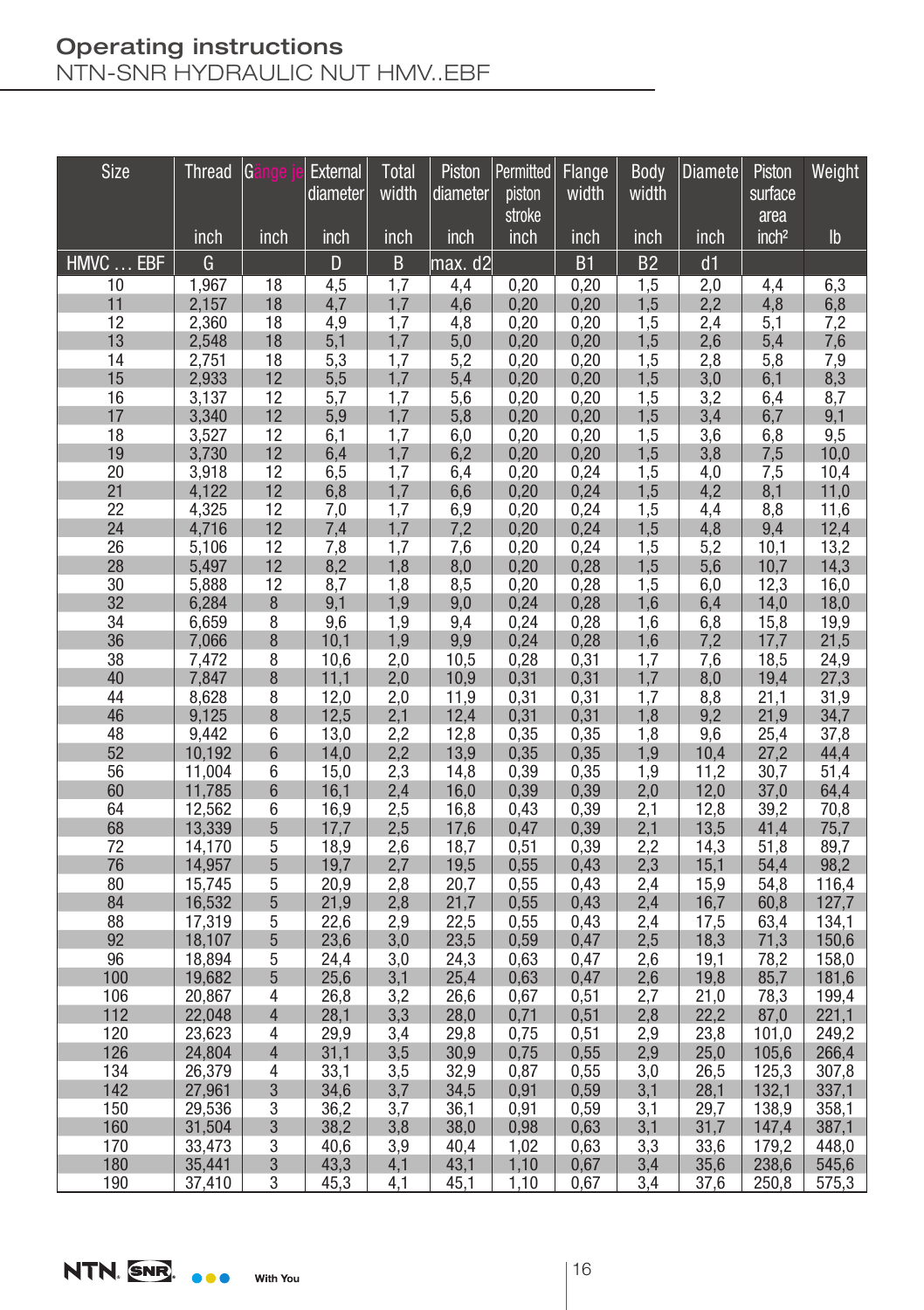# Operating instructions

NTN-SNR HYDRAULIC NUT HMV..EBF

| Size | Thread | Gänge je | External diameter | Total width | Piston diameter | Permitted piston stroke | Flange width | Body width | Diamete | Piston surface area | Weight |
|---|---|---|---|---|---|---|---|---|---|---|---|
| | inch | inch | inch | inch | inch | inch | inch | inch | inch | inch² | lb |
| HMVC … EBF | G | | D | B | max. d2 | | B1 | B2 | d1 | | |
| 10 | 1,967 | 18 | 4,5 | 1,7 | 4,4 | 0,20 | 0,20 | 1,5 | 2,0 | 4,4 | 6,3 |
| 11 | 2,157 | 18 | 4,7 | 1,7 | 4,6 | 0,20 | 0,20 | 1,5 | 2,2 | 4,8 | 6,8 |
| 12 | 2,360 | 18 | 4,9 | 1,7 | 4,8 | 0,20 | 0,20 | 1,5 | 2,4 | 5,1 | 7,2 |
| 13 | 2,548 | 18 | 5,1 | 1,7 | 5,0 | 0,20 | 0,20 | 1,5 | 2,6 | 5,4 | 7,6 |
| 14 | 2,751 | 18 | 5,3 | 1,7 | 5,2 | 0,20 | 0,20 | 1,5 | 2,8 | 5,8 | 7,9 |
| 15 | 2,933 | 12 | 5,5 | 1,7 | 5,4 | 0,20 | 0,20 | 1,5 | 3,0 | 6,1 | 8,3 |
| 16 | 3,137 | 12 | 5,7 | 1,7 | 5,6 | 0,20 | 0,20 | 1,5 | 3,2 | 6,4 | 8,7 |
| 17 | 3,340 | 12 | 5,9 | 1,7 | 5,8 | 0,20 | 0,20 | 1,5 | 3,4 | 6,7 | 9,1 |
| 18 | 3,527 | 12 | 6,1 | 1,7 | 6,0 | 0,20 | 0,20 | 1,5 | 3,6 | 6,8 | 9,5 |
| 19 | 3,730 | 12 | 6,4 | 1,7 | 6,2 | 0,20 | 0,20 | 1,5 | 3,8 | 7,5 | 10,0 |
| 20 | 3,918 | 12 | 6,5 | 1,7 | 6,4 | 0,20 | 0,24 | 1,5 | 4,0 | 7,5 | 10,4 |
| 21 | 4,122 | 12 | 6,8 | 1,7 | 6,6 | 0,20 | 0,24 | 1,5 | 4,2 | 8,1 | 11,0 |
| 22 | 4,325 | 12 | 7,0 | 1,7 | 6,9 | 0,20 | 0,24 | 1,5 | 4,4 | 8,8 | 11,6 |
| 24 | 4,716 | 12 | 7,4 | 1,7 | 7,2 | 0,20 | 0,24 | 1,5 | 4,8 | 9,4 | 12,4 |
| 26 | 5,106 | 12 | 7,8 | 1,7 | 7,6 | 0,20 | 0,24 | 1,5 | 5,2 | 10,1 | 13,2 |
| 28 | 5,497 | 12 | 8,2 | 1,8 | 8,0 | 0,20 | 0,28 | 1,5 | 5,6 | 10,7 | 14,3 |
| 30 | 5,888 | 12 | 8,7 | 1,8 | 8,5 | 0,20 | 0,28 | 1,5 | 6,0 | 12,3 | 16,0 |
| 32 | 6,284 | 8 | 9,1 | 1,9 | 9,0 | 0,24 | 0,28 | 1,6 | 6,4 | 14,0 | 18,0 |
| 34 | 6,659 | 8 | 9,6 | 1,9 | 9,4 | 0,24 | 0,28 | 1,6 | 6,8 | 15,8 | 19,9 |
| 36 | 7,066 | 8 | 10,1 | 1,9 | 9,9 | 0,24 | 0,28 | 1,6 | 7,2 | 17,7 | 21,5 |
| 38 | 7,472 | 8 | 10,6 | 2,0 | 10,5 | 0,28 | 0,31 | 1,7 | 7,6 | 18,5 | 24,9 |
| 40 | 7,847 | 8 | 11,1 | 2,0 | 10,9 | 0,31 | 0,31 | 1,7 | 8,0 | 19,4 | 27,3 |
| 44 | 8,628 | 8 | 12,0 | 2,0 | 11,9 | 0,31 | 0,31 | 1,7 | 8,8 | 21,1 | 31,9 |
| 46 | 9,125 | 8 | 12,5 | 2,1 | 12,4 | 0,31 | 0,31 | 1,8 | 9,2 | 21,9 | 34,7 |
| 48 | 9,442 | 6 | 13,0 | 2,2 | 12,8 | 0,35 | 0,35 | 1,8 | 9,6 | 25,4 | 37,8 |
| 52 | 10,192 | 6 | 14,0 | 2,2 | 13,9 | 0,35 | 0,35 | 1,9 | 10,4 | 27,2 | 44,4 |
| 56 | 11,004 | 6 | 15,0 | 2,3 | 14,8 | 0,39 | 0,35 | 1,9 | 11,2 | 30,7 | 51,4 |
| 60 | 11,785 | 6 | 16,1 | 2,4 | 16,0 | 0,39 | 0,39 | 2,0 | 12,0 | 37,0 | 64,4 |
| 64 | 12,562 | 6 | 16,9 | 2,5 | 16,8 | 0,43 | 0,39 | 2,1 | 12,8 | 39,2 | 70,8 |
| 68 | 13,339 | 5 | 17,7 | 2,5 | 17,6 | 0,47 | 0,39 | 2,1 | 13,5 | 41,4 | 75,7 |
| 72 | 14,170 | 5 | 18,9 | 2,6 | 18,7 | 0,51 | 0,39 | 2,2 | 14,3 | 51,8 | 89,7 |
| 76 | 14,957 | 5 | 19,7 | 2,7 | 19,5 | 0,55 | 0,43 | 2,3 | 15,1 | 54,4 | 98,2 |
| 80 | 15,745 | 5 | 20,9 | 2,8 | 20,7 | 0,55 | 0,43 | 2,4 | 15,9 | 54,8 | 116,4 |
| 84 | 16,532 | 5 | 21,9 | 2,8 | 21,7 | 0,55 | 0,43 | 2,4 | 16,7 | 60,8 | 127,7 |
| 88 | 17,319 | 5 | 22,6 | 2,9 | 22,5 | 0,55 | 0,43 | 2,4 | 17,5 | 63,4 | 134,1 |
| 92 | 18,107 | 5 | 23,6 | 3,0 | 23,5 | 0,59 | 0,47 | 2,5 | 18,3 | 71,3 | 150,6 |
| 96 | 18,894 | 5 | 24,4 | 3,0 | 24,3 | 0,63 | 0,47 | 2,6 | 19,1 | 78,2 | 158,0 |
| 100 | 19,682 | 5 | 25,6 | 3,1 | 25,4 | 0,63 | 0,47 | 2,6 | 19,8 | 85,7 | 181,6 |
| 106 | 20,867 | 4 | 26,8 | 3,2 | 26,6 | 0,67 | 0,51 | 2,7 | 21,0 | 78,3 | 199,4 |
| 112 | 22,048 | 4 | 28,1 | 3,3 | 28,0 | 0,71 | 0,51 | 2,8 | 22,2 | 87,0 | 221,1 |
| 120 | 23,623 | 4 | 29,9 | 3,4 | 29,8 | 0,75 | 0,51 | 2,9 | 23,8 | 101,0 | 249,2 |
| 126 | 24,804 | 4 | 31,1 | 3,5 | 30,9 | 0,75 | 0,55 | 2,9 | 25,0 | 105,6 | 266,4 |
| 134 | 26,379 | 4 | 33,1 | 3,5 | 32,9 | 0,87 | 0,55 | 3,0 | 26,5 | 125,3 | 307,8 |
| 142 | 27,961 | 3 | 34,6 | 3,7 | 34,5 | 0,91 | 0,59 | 3,1 | 28,1 | 132,1 | 337,1 |
| 150 | 29,536 | 3 | 36,2 | 3,7 | 36,1 | 0,91 | 0,59 | 3,1 | 29,7 | 138,9 | 358,1 |
| 160 | 31,504 | 3 | 38,2 | 3,8 | 38,0 | 0,98 | 0,63 | 3,1 | 31,7 | 147,4 | 387,1 |
| 170 | 33,473 | 3 | 40,6 | 3,9 | 40,4 | 1,02 | 0,63 | 3,3 | 33,6 | 179,2 | 448,0 |
| 180 | 35,441 | 3 | 43,3 | 4,1 | 43,1 | 1,10 | 0,67 | 3,4 | 35,6 | 238,6 | 545,6 |
| 190 | 37,410 | 3 | 45,3 | 4,1 | 45,1 | 1,10 | 0,67 | 3,4 | 37,6 | 250,8 | 575,3 |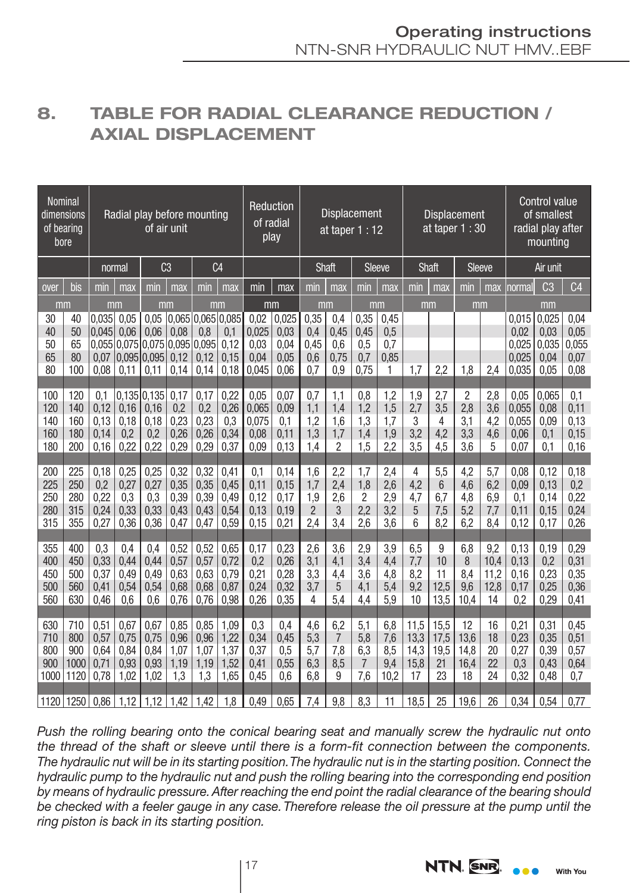## 8. TABLE FOR RADIAL CLEARANCE REDUCTION / AXIAL DISPLACEMENT

| Nominal dimensions of bearing bore | | Radial play before mounting of air unit | | | | | | Reduction of radial play | | Displacement at taper 1 : 12 | | | | Displacement at taper 1 : 30 | | | | Control value of smallest radial play after mounting | | |
|---|---|---|---|---|---|---|---|---|---|---|---|---|---|---|---|---|---|---|---|---|
| | | normal | | C3 | | C4 | | | | Shaft | | Sleeve | | Shaft | | Sleeve | | Air unit | | |
| over | bis | min | max | min | max | min | max | min | max | min | max | min | max | min | max | min | max | normal | C3 | C4 |
| mm | | mm | | mm | | mm | | mm | | mm | | mm | | mm | | mm | | mm | | |
| 30 | 40 | 0,035 | 0,05 | 0,05 | 0,065 | 0,065 | 0,085 | 0,02 | 0,025 | 0,35 | 0,4 | 0,35 | 0,45 | | | | | 0,015 | 0,025 | 0,04 |
| 40 | 50 | 0,045 | 0,06 | 0,06 | 0,08 | 0,8 | 0,1 | 0,025 | 0,03 | 0,4 | 0,45 | 0,45 | 0,5 | | | | | 0,02 | 0,03 | 0,05 |
| 50 | 65 | 0,055 | 0,075 | 0,075 | 0,095 | 0,095 | 0,12 | 0,03 | 0,04 | 0,45 | 0,6 | 0,5 | 0,7 | | | | | 0,025 | 0,035 | 0,055 |
| 65 | 80 | 0,07 | 0,095 | 0,095 | 0,12 | 0,12 | 0,15 | 0,04 | 0,05 | 0,6 | 0,75 | 0,7 | 0,85 | | | | | 0,025 | 0,04 | 0,07 |
| 80 | 100 | 0,08 | 0,11 | 0,11 | 0,14 | 0,14 | 0,18 | 0,045 | 0,06 | 0,7 | 0,9 | 0,75 | 1 | 1,7 | 2,2 | 1,8 | 2,4 | 0,035 | 0,05 | 0,08 |
| 100 | 120 | 0,1 | 0,135 | 0,135 | 0,17 | 0,17 | 0,22 | 0,05 | 0,07 | 0,7 | 1,1 | 0,8 | 1,2 | 1,9 | 2,7 | 2 | 2,8 | 0,05 | 0,065 | 0,1 |
| 120 | 140 | 0,12 | 0,16 | 0,16 | 0,2 | 0,2 | 0,26 | 0,065 | 0,09 | 1,1 | 1,4 | 1,2 | 1,5 | 2,7 | 3,5 | 2,8 | 3,6 | 0,055 | 0,08 | 0,11 |
| 140 | 160 | 0,13 | 0,18 | 0,18 | 0,23 | 0,23 | 0,3 | 0,075 | 0,1 | 1,2 | 1,6 | 1,3 | 1,7 | 3 | 4 | 3,1 | 4,2 | 0,055 | 0,09 | 0,13 |
| 160 | 180 | 0,14 | 0,2 | 0,2 | 0,26 | 0,26 | 0,34 | 0,08 | 0,11 | 1,3 | 1,7 | 1,4 | 1,9 | 3,2 | 4,2 | 3,3 | 4,6 | 0,06 | 0,1 | 0,15 |
| 180 | 200 | 0,16 | 0,22 | 0,22 | 0,29 | 0,29 | 0,37 | 0,09 | 0,13 | 1,4 | 2 | 1,5 | 2,2 | 3,5 | 4,5 | 3,6 | 5 | 0,07 | 0,1 | 0,16 |
| 200 | 225 | 0,18 | 0,25 | 0,25 | 0,32 | 0,32 | 0,41 | 0,1 | 0,14 | 1,6 | 2,2 | 1,7 | 2,4 | 4 | 5,5 | 4,2 | 5,7 | 0,08 | 0,12 | 0,18 |
| 225 | 250 | 0,2 | 0,27 | 0,27 | 0,35 | 0,35 | 0,45 | 0,11 | 0,15 | 1,7 | 2,4 | 1,8 | 2,6 | 4,2 | 6 | 4,6 | 6,2 | 0,09 | 0,13 | 0,2 |
| 250 | 280 | 0,22 | 0,3 | 0,3 | 0,39 | 0,39 | 0,49 | 0,12 | 0,17 | 1,9 | 2,6 | 2 | 2,9 | 4,7 | 6,7 | 4,8 | 6,9 | 0,1 | 0,14 | 0,22 |
| 280 | 315 | 0,24 | 0,33 | 0,33 | 0,43 | 0,43 | 0,54 | 0,13 | 0,19 | 2 | 3 | 2,2 | 3,2 | 5 | 7,5 | 5,2 | 7,7 | 0,11 | 0,15 | 0,24 |
| 315 | 355 | 0,27 | 0,36 | 0,36 | 0,47 | 0,47 | 0,59 | 0,15 | 0,21 | 2,4 | 3,4 | 2,6 | 3,6 | 6 | 8,2 | 6,2 | 8,4 | 0,12 | 0,17 | 0,26 |
| 355 | 400 | 0,3 | 0,4 | 0,4 | 0,52 | 0,52 | 0,65 | 0,17 | 0,23 | 2,6 | 3,6 | 2,9 | 3,9 | 6,5 | 9 | 6,8 | 9,2 | 0,13 | 0,19 | 0,29 |
| 400 | 450 | 0,33 | 0,44 | 0,44 | 0,57 | 0,57 | 0,72 | 0,2 | 0,26 | 3,1 | 4,1 | 3,4 | 4,4 | 7,7 | 10 | 8 | 10,4 | 0,13 | 0,2 | 0,31 |
| 450 | 500 | 0,37 | 0,49 | 0,49 | 0,63 | 0,63 | 0,79 | 0,21 | 0,28 | 3,3 | 4,4 | 3,6 | 4,8 | 8,2 | 11 | 8,4 | 11,2 | 0,16 | 0,23 | 0,35 |
| 500 | 560 | 0,41 | 0,54 | 0,54 | 0,68 | 0,68 | 0,87 | 0,24 | 0,32 | 3,7 | 5 | 4,1 | 5,4 | 9,2 | 12,5 | 9,6 | 12,8 | 0,17 | 0,25 | 0,36 |
| 560 | 630 | 0,46 | 0,6 | 0,6 | 0,76 | 0,76 | 0,98 | 0,26 | 0,35 | 4 | 5,4 | 4,4 | 5,9 | 10 | 13,5 | 10,4 | 14 | 0,2 | 0,29 | 0,41 |
| 630 | 710 | 0,51 | 0,67 | 0,67 | 0,85 | 0,85 | 1,09 | 0,3 | 0,4 | 4,6 | 6,2 | 5,1 | 6,8 | 11,5 | 15,5 | 12 | 16 | 0,21 | 0,31 | 0,45 |
| 710 | 800 | 0,57 | 0,75 | 0,75 | 0,96 | 0,96 | 1,22 | 0,34 | 0,45 | 5,3 | 7 | 5,8 | 7,6 | 13,3 | 17,5 | 13,6 | 18 | 0,23 | 0,35 | 0,51 |
| 800 | 900 | 0,64 | 0,84 | 0,84 | 1,07 | 1,07 | 1,37 | 0,37 | 0,5 | 5,7 | 7,8 | 6,3 | 8,5 | 14,3 | 19,5 | 14,8 | 20 | 0,27 | 0,39 | 0,57 |
| 900 | 1000 | 0,71 | 0,93 | 0,93 | 1,19 | 1,19 | 1,52 | 0,41 | 0,55 | 6,3 | 8,5 | 7 | 9,4 | 15,8 | 21 | 16,4 | 22 | 0,3 | 0,43 | 0,64 |
| 1000 | 1120 | 0,78 | 1,02 | 1,02 | 1,3 | 1,3 | 1,65 | 0,45 | 0,6 | 6,8 | 9 | 7,6 | 10,2 | 17 | 23 | 18 | 24 | 0,32 | 0,48 | 0,7 |
| 1120 | 1250 | 0,86 | 1,12 | 1,12 | 1,42 | 1,42 | 1,8 | 0,49 | 0,65 | 7,4 | 9,8 | 8,3 | 11 | 18,5 | 25 | 19,6 | 26 | 0,34 | 0,54 | 0,77 |

*Push the rolling bearing onto the conical bearing seat and manually screw the hydraulic nut onto the thread of the shaft or sleeve until there is a form-fit connection between the components. The hydraulic nut will be in its starting position. The hydraulic nut is in the starting position. Connect the hydraulic pump to the hydraulic nut and push the rolling bearing into the corresponding end position by means of hydraulic pressure. After reaching the end point the radial clearance of the bearing should be checked with a feeler gauge in any case. Therefore release the oil pressure at the pump until the ring piston is back in its starting position.*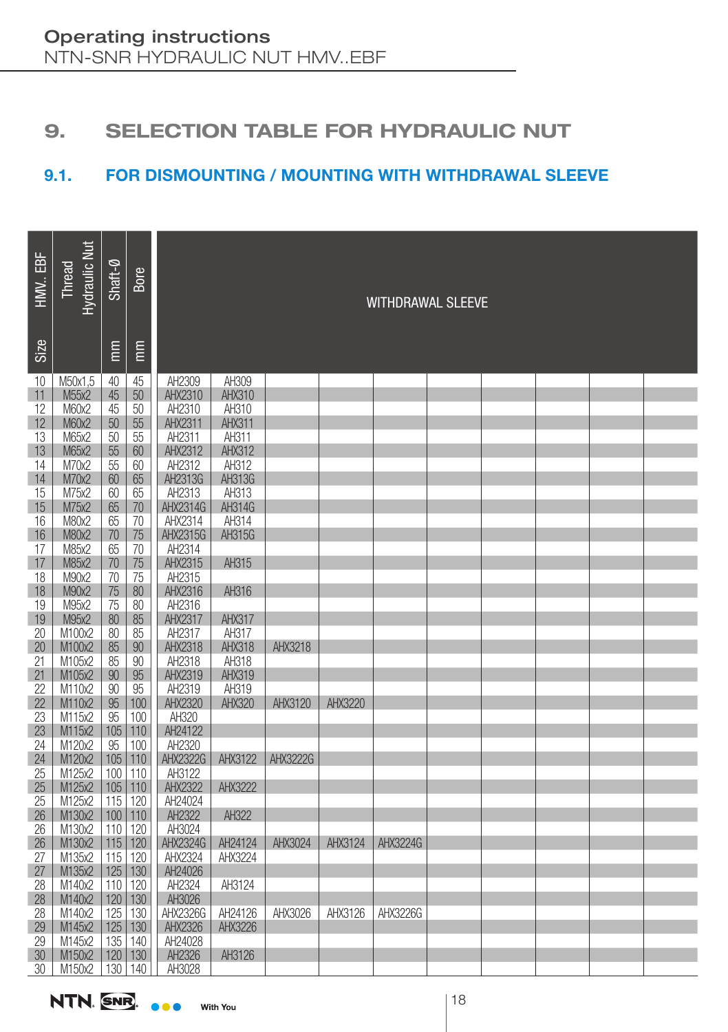## 9. SELECTION TABLE FOR HYDRAULIC NUT

### 9.1. FOR DISMOUNTING / MOUNTING WITH WITHDRAWAL SLEEVE

| HMV.. EBF Size | Thread Hydraulic Nut | Shaft-Ø mm | Bore mm | WITHDRAWAL SLEEVE | | | | | | | | | |
|---|---|---|---|---|---|---|---|---|---|---|---|---|---|
| 10 | M50x1,5 | 40 | 45 | AH2309 | AH309 | | | | | | | | |
| 11 | M55x2 | 45 | 50 | AHX2310 | AHX310 | | | | | | | | |
| 12 | M60x2 | 45 | 50 | AH2310 | AH310 | | | | | | | | |
| 12 | M60x2 | 50 | 55 | AHX2311 | AHX311 | | | | | | | | |
| 13 | M65x2 | 50 | 55 | AH2311 | AH311 | | | | | | | | |
| 13 | M65x2 | 55 | 60 | AHX2312 | AHX312 | | | | | | | | |
| 14 | M70x2 | 55 | 60 | AH2312 | AH312 | | | | | | | | |
| 14 | M70x2 | 60 | 65 | AH2313G | AH313G | | | | | | | | |
| 15 | M75x2 | 60 | 65 | AH2313 | AH313 | | | | | | | | |
| 15 | M75x2 | 65 | 70 | AHX2314G | AH314G | | | | | | | | |
| 16 | M80x2 | 65 | 70 | AHX2314 | AH314 | | | | | | | | |
| 16 | M80x2 | 70 | 75 | AHX2315G | AH315G | | | | | | | | |
| 17 | M85x2 | 65 | 70 | AH2314 | | | | | | | | | |
| 17 | M85x2 | 70 | 75 | AHX2315 | AH315 | | | | | | | | |
| 18 | M90x2 | 70 | 75 | AH2315 | | | | | | | | | |
| 18 | M90x2 | 75 | 80 | AHX2316 | AH316 | | | | | | | | |
| 19 | M95x2 | 75 | 80 | AH2316 | | | | | | | | | |
| 19 | M95x2 | 80 | 85 | AHX2317 | AHX317 | | | | | | | | |
| 20 | M100x2 | 80 | 85 | AH2317 | AH317 | | | | | | | | |
| 20 | M100x2 | 85 | 90 | AHX2318 | AHX318 | AHX3218 | | | | | | | |
| 21 | M105x2 | 85 | 90 | AH2318 | AH318 | | | | | | | | |
| 21 | M105x2 | 90 | 95 | AHX2319 | AHX319 | | | | | | | | |
| 22 | M110x2 | 90 | 95 | AH2319 | AH319 | | | | | | | | |
| 22 | M110x2 | 95 | 100 | AHX2320 | AHX320 | AHX3120 | AHX3220 | | | | | | |
| 23 | M115x2 | 95 | 100 | AH320 | | | | | | | | | |
| 23 | M115x2 | 105 | 110 | AH24122 | | | | | | | | | |
| 24 | M120x2 | 95 | 100 | AH2320 | | | | | | | | | |
| 24 | M120x2 | 105 | 110 | AHX2322G | AHX3122 | AHX3222G | | | | | | | |
| 25 | M125x2 | 100 | 110 | AH3122 | | | | | | | | | |
| 25 | M125x2 | 105 | 110 | AHX2322 | AHX3222 | | | | | | | | |
| 25 | M125x2 | 115 | 120 | AH24024 | | | | | | | | | |
| 26 | M130x2 | 100 | 110 | AH2322 | AH322 | | | | | | | | |
| 26 | M130x2 | 110 | 120 | AH3024 | | | | | | | | | |
| 26 | M130x2 | 115 | 120 | AHX2324G | AH24124 | AHX3024 | AHX3124 | AHX3224G | | | | | |
| 27 | M135x2 | 115 | 120 | AHX2324 | AHX3224 | | | | | | | | |
| 27 | M135x2 | 125 | 130 | AH24026 | | | | | | | | | |
| 28 | M140x2 | 110 | 120 | AH2324 | AH3124 | | | | | | | | |
| 28 | M140x2 | 120 | 130 | AH3026 | | | | | | | | | |
| 28 | M140x2 | 125 | 130 | AHX2326G | AH24126 | AHX3026 | AHX3126 | AHX3226G | | | | | |
| 29 | M145x2 | 125 | 130 | AHX2326 | AHX3226 | | | | | | | | |
| 29 | M145x2 | 135 | 140 | AH24028 | | | | | | | | | |
| 30 | M150x2 | 120 | 130 | AH2326 | AH3126 | | | | | | | | |
| 30 | M150x2 | 130 | 140 | AH3028 | | | | | | | | | |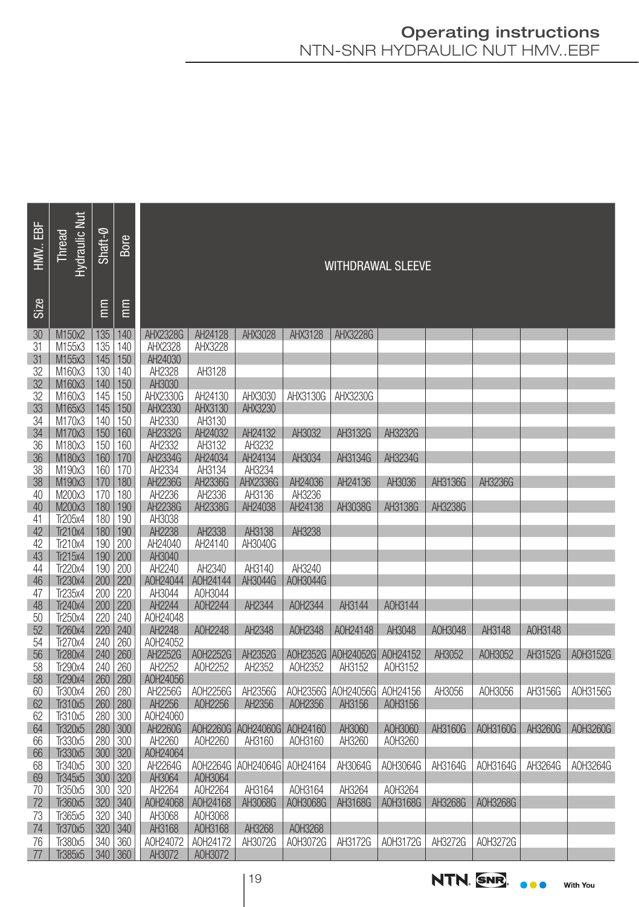| HMV.. EBF Size | Thread Hydraulic Nut | Shaft-Ø mm | Bore mm | WITHDRAWAL SLEEVE | | | | | | | | | |
|---|---|---|---|---|---|---|---|---|---|---|---|---|---|
| 30 | M150x2 | 135 | 140 | AHX2328G | AH24128 | AHX3028 | AHX3128 | AHX3228G | | | | | |
| 31 | M155x3 | 135 | 140 | AHX2328 | AHX3228 | | | | | | | | |
| 31 | M155x3 | 145 | 150 | AH24030 | | | | | | | | | |
| 32 | M160x3 | 130 | 140 | AH2328 | AH3128 | | | | | | | | |
| 32 | M160x3 | 140 | 150 | AH3030 | | | | | | | | | |
| 32 | M160x3 | 145 | 150 | AHX2330G | AH24130 | AHX3030 | AHX3130G | AHX3230G | | | | | |
| 33 | M165x3 | 145 | 150 | AHX2330 | AHX3130 | AHX3230 | | | | | | | |
| 34 | M170x3 | 140 | 150 | AH2330 | AH3130 | | | | | | | | |
| 34 | M170x3 | 150 | 160 | AH2332G | AH24032 | AH24132 | AH3032 | AH3132G | AH3232G | | | | |
| 36 | M180x3 | 150 | 160 | AH2332 | AH3132 | AH3232 | | | | | | | |
| 36 | M180x3 | 160 | 170 | AH2334G | AH24034 | AH24134 | AH3034 | AH3134G | AH3234G | | | | |
| 38 | M190x3 | 160 | 170 | AH2334 | AH3134 | AH3234 | | | | | | | |
| 38 | M190x3 | 170 | 180 | AH2236G | AH2336G | AHX2336G | AH24036 | AH24136 | AH3036 | AH3136G | AH3236G | | |
| 40 | M200x3 | 170 | 180 | AH2236 | AH2336 | AH3136 | AH3236 | | | | | | |
| 40 | M200x3 | 180 | 190 | AH2238G | AH2338G | AH24038 | AH24138 | AH3038G | AH3138G | AH3238G | | | |
| 41 | Tr205x4 | 180 | 190 | AH3038 | | | | | | | | | |
| 42 | Tr210x4 | 180 | 190 | AH2238 | AH2338 | AH3138 | AH3238 | | | | | | |
| 42 | Tr210x4 | 190 | 200 | AH24040 | AH24140 | AH3040G | | | | | | | |
| 43 | Tr215x4 | 190 | 200 | AH3040 | | | | | | | | | |
| 44 | Tr220x4 | 190 | 200 | AH2240 | AH2340 | AH3140 | AH3240 | | | | | | |
| 46 | Tr230x4 | 200 | 220 | AOH24044 | AOH24144 | AH3044G | AOH3044G | | | | | | |
| 47 | Tr235x4 | 200 | 220 | AH3044 | AOH3044 | | | | | | | | |
| 48 | Tr240x4 | 200 | 220 | AH2244 | AOH2244 | AH2344 | AOH2344 | AH3144 | AOH3144 | | | | |
| 50 | Tr250x4 | 220 | 240 | AOH24048 | | | | | | | | | |
| 52 | Tr260x4 | 220 | 240 | AH2248 | AOH2248 | AH2348 | AOH2348 | AOH24148 | AH3048 | AOH3048 | AH3148 | AOH3148 | |
| 54 | Tr270x4 | 240 | 260 | AOH24052 | | | | | | | | | |
| 56 | Tr280x4 | 240 | 260 | AH2252G | AOH2252G | AH2352G | AOH2352G | AOH24052G | AOH24152 | AH3052 | AOH3052 | AH3152G | AOH3152G |
| 58 | Tr290x4 | 240 | 260 | AH2252 | AOH2252 | AH2352 | AOH2352 | AH3152 | AOH3152 | | | | |
| 58 | Tr290x4 | 260 | 280 | AOH24056 | | | | | | | | | |
| 60 | Tr300x4 | 260 | 280 | AH2256G | AOH2256G | AH2356G | AOH2356G | AOH24056G | AOH24156 | AH3056 | AOH3056 | AH3156G | AOH3156G |
| 62 | Tr310x5 | 260 | 280 | AH2256 | AOH2256 | AH2356 | AOH2356 | AH3156 | AOH3156 | | | | |
| 62 | Tr310x5 | 280 | 300 | AOH24060 | | | | | | | | | |
| 64 | Tr320x5 | 280 | 300 | AH2260G | AOH2260G | AOH24060G | AOH24160 | AH3060 | AOH3060 | AH3160G | AOH3160G | AH3260G | AOH3260G |
| 66 | Tr330x5 | 280 | 300 | AH2260 | AOH2260 | AH3160 | AOH3160 | AH3260 | AOH3260 | | | | |
| 66 | Tr330x5 | 300 | 320 | AOH24064 | | | | | | | | | |
| 68 | Tr340x5 | 300 | 320 | AH2264G | AOH2264G | AOH24064G | AOH24164 | AH3064G | AOH3064G | AH3164G | AOH3164G | AH3264G | AOH3264G |
| 69 | Tr345x5 | 300 | 320 | AH3064 | AOH3064 | | | | | | | | |
| 70 | Tr350x5 | 300 | 320 | AH2264 | AOH2264 | AH3164 | AOH3164 | AH3264 | AOH3264 | | | | |
| 72 | Tr360x5 | 320 | 340 | AOH24068 | AOH24168 | AH3068G | AOH3068G | AH3168G | AOH3168G | AH3268G | AOH3268G | | |
| 73 | Tr365x5 | 320 | 340 | AH3068 | AOH3068 | | | | | | | | |
| 74 | Tr370x5 | 320 | 340 | AH3168 | AOH3168 | AH3268 | AOH3268 | | | | | | |
| 76 | Tr380x5 | 340 | 360 | AOH24072 | AOH24172 | AH3072G | AOH3072G | AH3172G | AOH3172G | AH3272G | AOH3272G | | |
| 77 | Tr385x5 | 340 | 360 | AH3072 | AOH3072 | | | | | | | | |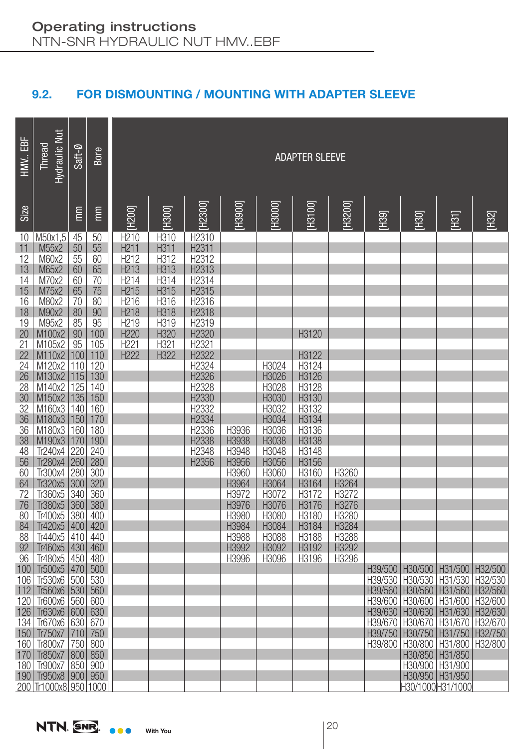## 9.2. FOR DISMOUNTING / MOUNTING WITH ADAPTER SLEEVE

| HMV.. EBF | Thread Hydraulic Nut | Saft-Ø | Bore | ADAPTER SLEEVE | | | | | | | | | | |
|---|---|---|---|---|---|---|---|---|---|---|---|---|---|---|
| Size | | mm | mm | [H200] | [H300] | [H2300] | [H3900] | [H3000] | [H3100] | [H3200] | [H39] | [H30] | [H31] | [H32] |
| 10 | M50x1,5 | 45 | 50 | H210 | H310 | H2310 | | | | | | | | |
| 11 | M55x2 | 50 | 55 | H211 | H311 | H2311 | | | | | | | | |
| 12 | M60x2 | 55 | 60 | H212 | H312 | H2312 | | | | | | | | |
| 13 | M65x2 | 60 | 65 | H213 | H313 | H2313 | | | | | | | | |
| 14 | M70x2 | 60 | 70 | H214 | H314 | H2314 | | | | | | | | |
| 15 | M75x2 | 65 | 75 | H215 | H315 | H2315 | | | | | | | | |
| 16 | M80x2 | 70 | 80 | H216 | H316 | H2316 | | | | | | | | |
| 18 | M90x2 | 80 | 90 | H218 | H318 | H2318 | | | | | | | | |
| 19 | M95x2 | 85 | 95 | H219 | H319 | H2319 | | | | | | | | |
| 20 | M100x2 | 90 | 100 | H220 | H320 | H2320 | | | H3120 | | | | | |
| 21 | M105x2 | 95 | 105 | H221 | H321 | H2321 | | | | | | | | |
| 22 | M110x2 | 100 | 110 | H222 | H322 | H2322 | | | H3122 | | | | | |
| 24 | M120x2 | 110 | 120 | | | H2324 | | H3024 | H3124 | | | | | |
| 26 | M130x2 | 115 | 130 | | | H2326 | | H3026 | H3126 | | | | | |
| 28 | M140x2 | 125 | 140 | | | H2328 | | H3028 | H3128 | | | | | |
| 30 | M150x2 | 135 | 150 | | | H2330 | | H3030 | H3130 | | | | | |
| 32 | M160x3 | 140 | 160 | | | H2332 | | H3032 | H3132 | | | | | |
| 36 | M180x3 | 150 | 170 | | | H2334 | | H3034 | H3134 | | | | | |
| 36 | M180x3 | 160 | 180 | | | H2336 | H3936 | H3036 | H3136 | | | | | |
| 38 | M190x3 | 170 | 190 | | | H2338 | H3938 | H3038 | H3138 | | | | | |
| 48 | Tr240x4 | 220 | 240 | | | H2348 | H3948 | H3048 | H3148 | | | | | |
| 56 | Tr280x4 | 260 | 280 | | | H2356 | H3956 | H3056 | H3156 | | | | | |
| 60 | Tr300x4 | 280 | 300 | | | | H3960 | H3060 | H3160 | H3260 | | | | |
| 64 | Tr320x5 | 300 | 320 | | | | H3964 | H3064 | H3164 | H3264 | | | | |
| 72 | Tr360x5 | 340 | 360 | | | | H3972 | H3072 | H3172 | H3272 | | | | |
| 76 | Tr380x5 | 360 | 380 | | | | H3976 | H3076 | H3176 | H3276 | | | | |
| 80 | Tr400x5 | 380 | 400 | | | | H3980 | H3080 | H3180 | H3280 | | | | |
| 84 | Tr420x5 | 400 | 420 | | | | H3984 | H3084 | H3184 | H3284 | | | | |
| 88 | Tr440x5 | 410 | 440 | | | | H3988 | H3088 | H3188 | H3288 | | | | |
| 92 | Tr460x5 | 430 | 460 | | | | H3992 | H3092 | H3192 | H3292 | | | | |
| 96 | Tr480x5 | 450 | 480 | | | | H3996 | H3096 | H3196 | H3296 | | | | |
| 100 | Tr500x5 | 470 | 500 | | | | | | | | H39/500 | H30/500 | H31/500 | H32/500 |
| 106 | Tr530x6 | 500 | 530 | | | | | | | | H39/530 | H30/530 | H31/530 | H32/530 |
| 112 | Tr560x6 | 530 | 560 | | | | | | | | H39/560 | H30/560 | H31/560 | H32/560 |
| 120 | Tr600x6 | 560 | 600 | | | | | | | | H39/600 | H30/600 | H31/600 | H32/600 |
| 126 | Tr630x6 | 600 | 630 | | | | | | | | H39/630 | H30/630 | H31/630 | H32/630 |
| 134 | Tr670x6 | 630 | 670 | | | | | | | | H39/670 | H30/670 | H31/670 | H32/670 |
| 150 | Tr750x7 | 710 | 750 | | | | | | | | H39/750 | H30/750 | H31/750 | H32/750 |
| 160 | Tr800x7 | 750 | 800 | | | | | | | | H39/800 | H30/800 | H31/800 | H32/800 |
| 170 | Tr850x7 | 800 | 850 | | | | | | | | | H30/850 | H31/850 | |
| 180 | Tr900x7 | 850 | 900 | | | | | | | | | H30/900 | H31/900 | |
| 190 | Tr950x8 | 900 | 950 | | | | | | | | | H30/950 | H31/950 | |
| 200 | Tr1000x8 | 950 | 1000 | | | | | | | | | H30/1000 | H31/1000 | |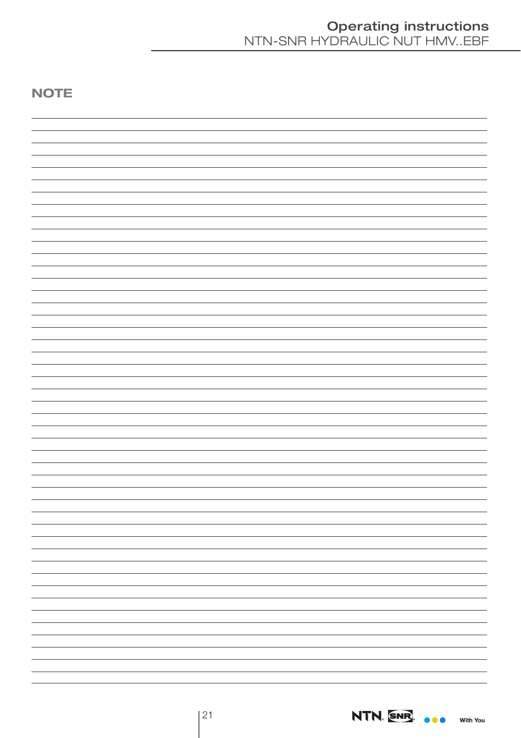## NOTE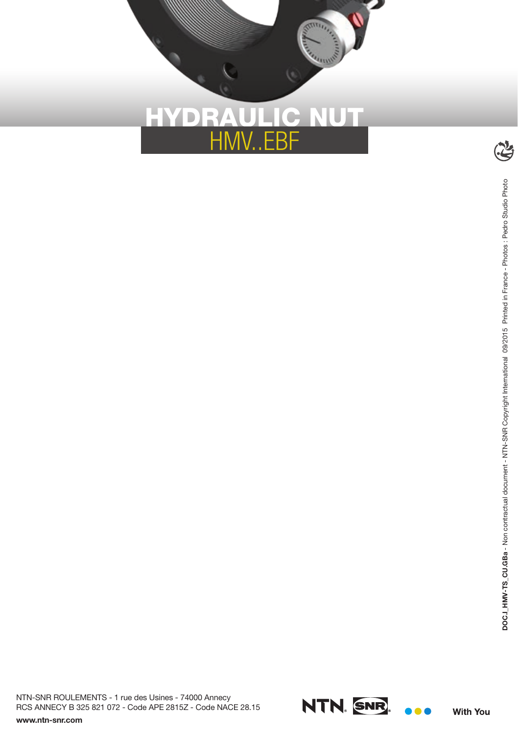# HYDRAULIC NUT

## HMV..EBF

DOC.I_HMV-TS_CU.GBa - Non contractual document - NTN-SNR Copyright International 09/2015 Printed in France - Photos : Pedro Studio Photo

NTN-SNR ROULEMENTS - 1 rue des Usines - 74000 Annecy
RCS ANNECY B 325 821 072 - Code APE 2815Z - Code NACE 28.15

**www.ntn-snr.com**

NTN SNR

**With You**